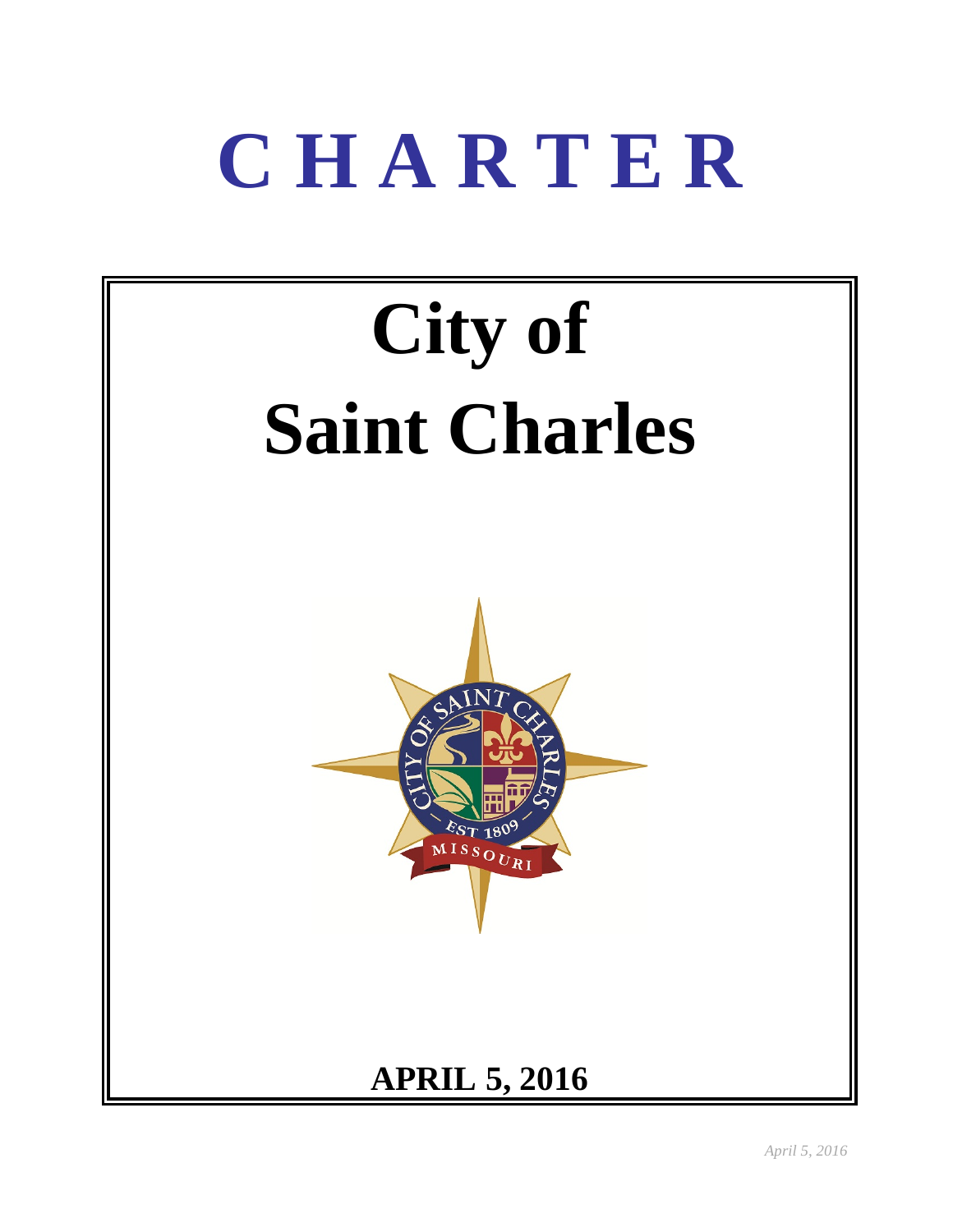# CHARTER

# City of Saint Charles

**APRIL 5, 2016**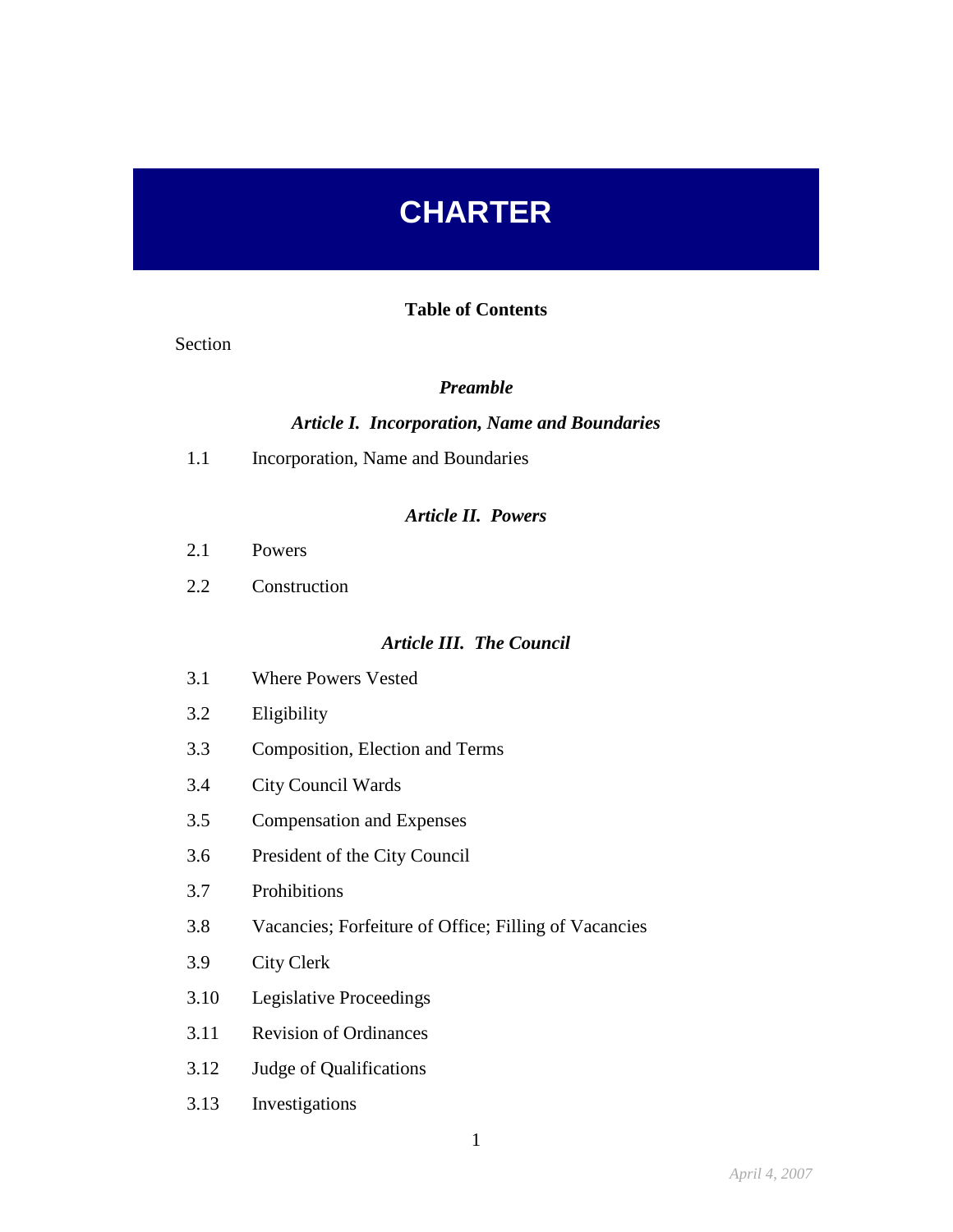# CHARTER

**Table of Contents**

Section

***Preamble***

***Article I. Incorporation, Name and Boundaries***

1.1 Incorporation, Name and Boundaries

***Article II. Powers***

2.1 Powers

2.2 Construction

***Article III. The Council***

3.1 Where Powers Vested

3.2 Eligibility

3.3 Composition, Election and Terms

3.4 City Council Wards

3.5 Compensation and Expenses

3.6 President of the City Council

3.7 Prohibitions

3.8 Vacancies; Forfeiture of Office; Filling of Vacancies

3.9 City Clerk

3.10 Legislative Proceedings

3.11 Revision of Ordinances

3.12 Judge of Qualifications

3.13 Investigations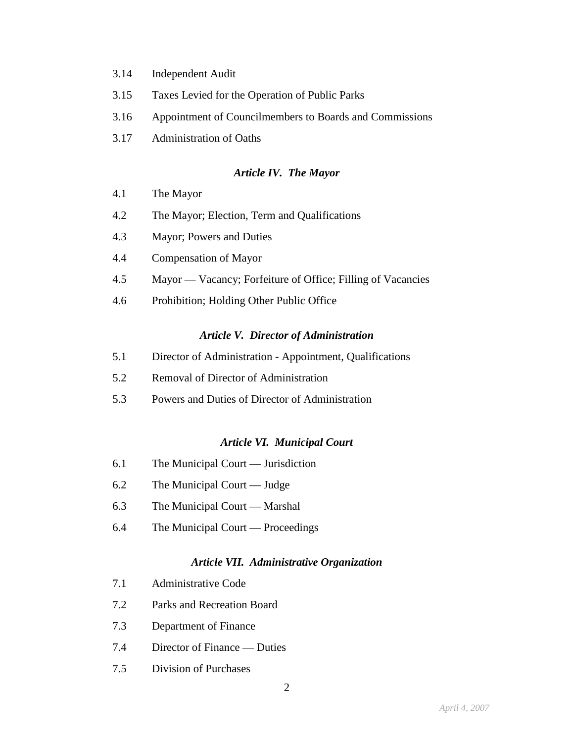3.14 Independent Audit

3.15 Taxes Levied for the Operation of Public Parks

3.16 Appointment of Councilmembers to Boards and Commissions

3.17 Administration of Oaths

### *Article IV. The Mayor*

4.1 The Mayor

4.2 The Mayor; Election, Term and Qualifications

4.3 Mayor; Powers and Duties

4.4 Compensation of Mayor

4.5 Mayor — Vacancy; Forfeiture of Office; Filling of Vacancies

4.6 Prohibition; Holding Other Public Office

### *Article V. Director of Administration*

5.1 Director of Administration - Appointment, Qualifications

5.2 Removal of Director of Administration

5.3 Powers and Duties of Director of Administration

### *Article VI. Municipal Court*

6.1 The Municipal Court — Jurisdiction

6.2 The Municipal Court — Judge

6.3 The Municipal Court — Marshal

6.4 The Municipal Court — Proceedings

### *Article VII. Administrative Organization*

7.1 Administrative Code

7.2 Parks and Recreation Board

7.3 Department of Finance

7.4 Director of Finance — Duties

7.5 Division of Purchases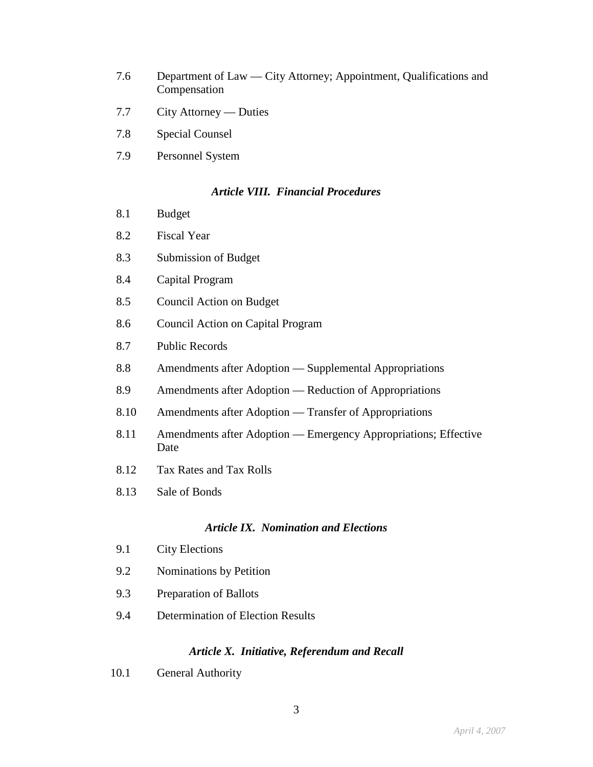| | |
|---|---|
| 7.6 | Department of Law — City Attorney; Appointment, Qualifications and Compensation |
| 7.7 | City Attorney — Duties |
| 7.8 | Special Counsel |
| 7.9 | Personnel System |

### *Article VIII. Financial Procedures*

| | |
|---|---|
| 8.1 | Budget |
| 8.2 | Fiscal Year |
| 8.3 | Submission of Budget |
| 8.4 | Capital Program |
| 8.5 | Council Action on Budget |
| 8.6 | Council Action on Capital Program |
| 8.7 | Public Records |
| 8.8 | Amendments after Adoption — Supplemental Appropriations |
| 8.9 | Amendments after Adoption — Reduction of Appropriations |
| 8.10 | Amendments after Adoption — Transfer of Appropriations |
| 8.11 | Amendments after Adoption — Emergency Appropriations; Effective Date |
| 8.12 | Tax Rates and Tax Rolls |
| 8.13 | Sale of Bonds |

### *Article IX. Nomination and Elections*

| | |
|---|---|
| 9.1 | City Elections |
| 9.2 | Nominations by Petition |
| 9.3 | Preparation of Ballots |
| 9.4 | Determination of Election Results |

### *Article X. Initiative, Referendum and Recall*

| | |
|---|---|
| 10.1 | General Authority |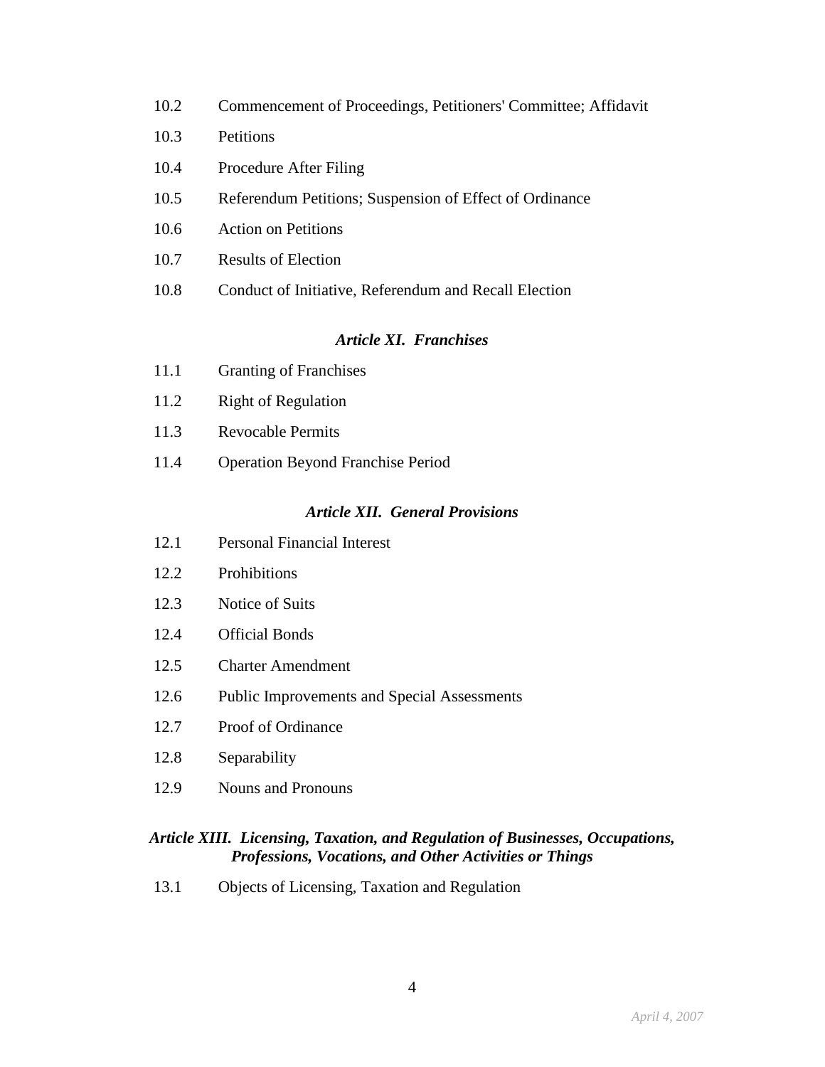10.2 Commencement of Proceedings, Petitioners' Committee; Affidavit

10.3 Petitions

10.4 Procedure After Filing

10.5 Referendum Petitions; Suspension of Effect of Ordinance

10.6 Action on Petitions

10.7 Results of Election

10.8 Conduct of Initiative, Referendum and Recall Election

### *Article XI. Franchises*

11.1 Granting of Franchises

11.2 Right of Regulation

11.3 Revocable Permits

11.4 Operation Beyond Franchise Period

### *Article XII. General Provisions*

12.1 Personal Financial Interest

12.2 Prohibitions

12.3 Notice of Suits

12.4 Official Bonds

12.5 Charter Amendment

12.6 Public Improvements and Special Assessments

12.7 Proof of Ordinance

12.8 Separability

12.9 Nouns and Pronouns

### *Article XIII. Licensing, Taxation, and Regulation of Businesses, Occupations, Professions, Vocations, and Other Activities or Things*

13.1 Objects of Licensing, Taxation and Regulation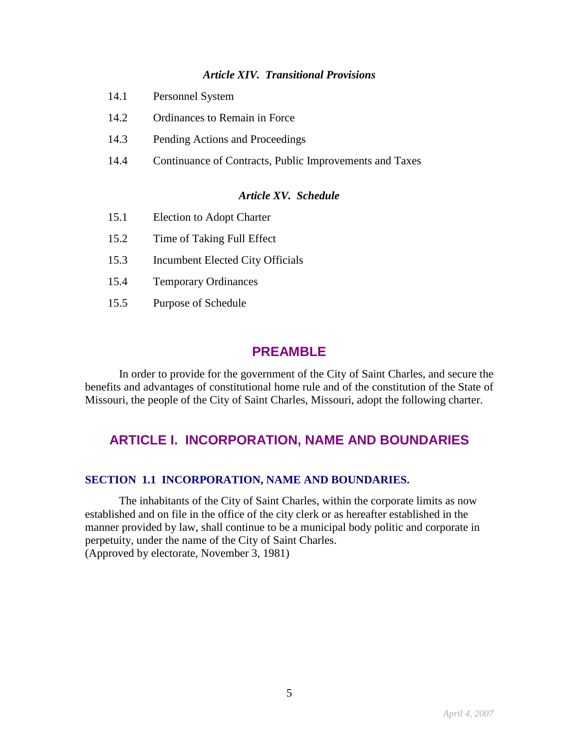### *Article XIV. Transitional Provisions*

| | |
|---|---|
| 14.1 | Personnel System |
| 14.2 | Ordinances to Remain in Force |
| 14.3 | Pending Actions and Proceedings |
| 14.4 | Continuance of Contracts, Public Improvements and Taxes |

### *Article XV. Schedule*

| | |
|---|---|
| 15.1 | Election to Adopt Charter |
| 15.2 | Time of Taking Full Effect |
| 15.3 | Incumbent Elected City Officials |
| 15.4 | Temporary Ordinances |
| 15.5 | Purpose of Schedule |

# PREAMBLE

In order to provide for the government of the City of Saint Charles, and secure the benefits and advantages of constitutional home rule and of the constitution of the State of Missouri, the people of the City of Saint Charles, Missouri, adopt the following charter.

# ARTICLE I. INCORPORATION, NAME AND BOUNDARIES

### SECTION 1.1 INCORPORATION, NAME AND BOUNDARIES.

The inhabitants of the City of Saint Charles, within the corporate limits as now established and on file in the office of the city clerk or as hereafter established in the manner provided by law, shall continue to be a municipal body politic and corporate in perpetuity, under the name of the City of Saint Charles.
(Approved by electorate, November 3, 1981)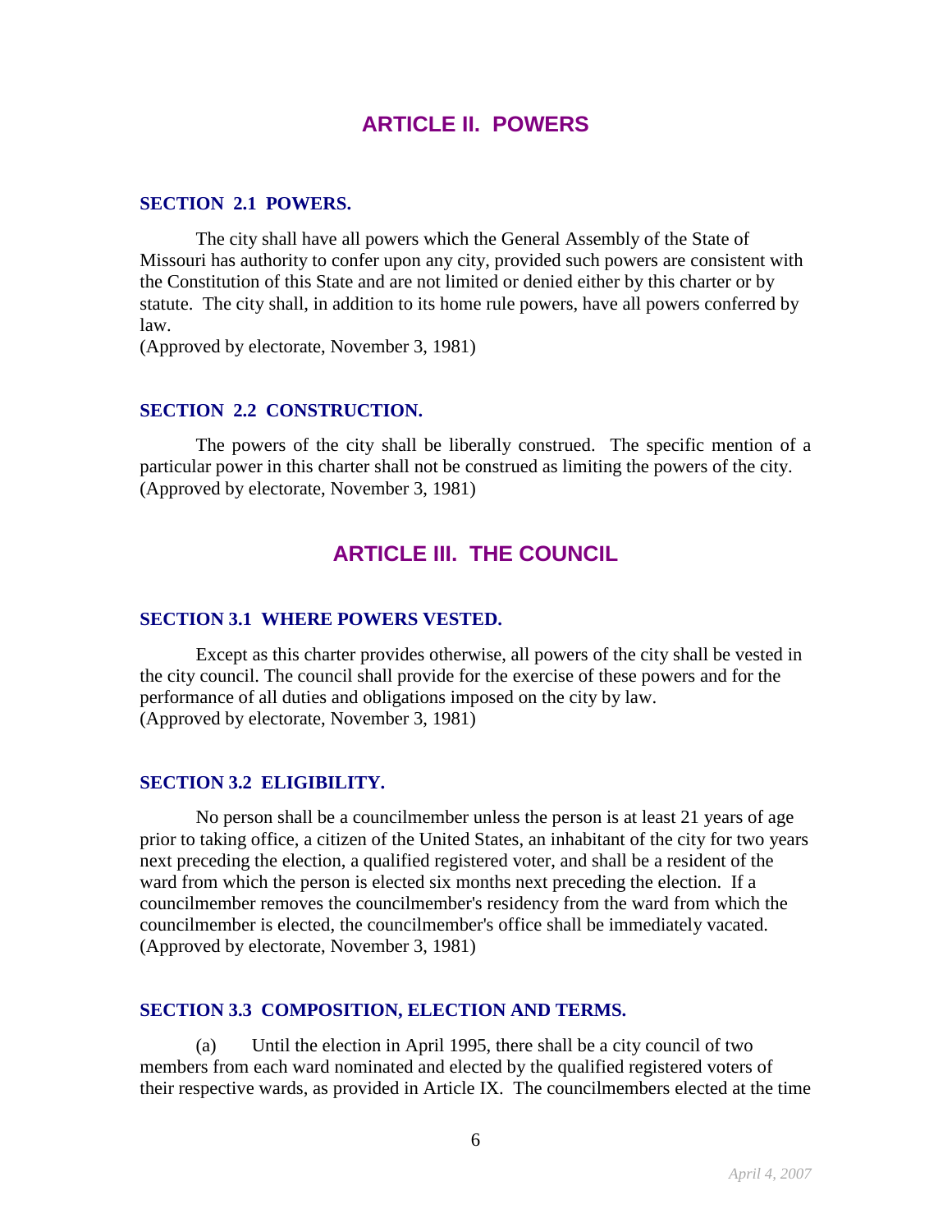## ARTICLE II. POWERS

### SECTION 2.1 POWERS.

The city shall have all powers which the General Assembly of the State of Missouri has authority to confer upon any city, provided such powers are consistent with the Constitution of this State and are not limited or denied either by this charter or by statute. The city shall, in addition to its home rule powers, have all powers conferred by law.
(Approved by electorate, November 3, 1981)

### SECTION 2.2 CONSTRUCTION.

The powers of the city shall be liberally construed. The specific mention of a particular power in this charter shall not be construed as limiting the powers of the city.
(Approved by electorate, November 3, 1981)

## ARTICLE III. THE COUNCIL

### SECTION 3.1 WHERE POWERS VESTED.

Except as this charter provides otherwise, all powers of the city shall be vested in the city council. The council shall provide for the exercise of these powers and for the performance of all duties and obligations imposed on the city by law.
(Approved by electorate, November 3, 1981)

### SECTION 3.2 ELIGIBILITY.

No person shall be a councilmember unless the person is at least 21 years of age prior to taking office, a citizen of the United States, an inhabitant of the city for two years next preceding the election, a qualified registered voter, and shall be a resident of the ward from which the person is elected six months next preceding the election. If a councilmember removes the councilmember's residency from the ward from which the councilmember is elected, the councilmember's office shall be immediately vacated.
(Approved by electorate, November 3, 1981)

### SECTION 3.3 COMPOSITION, ELECTION AND TERMS.

(a) Until the election in April 1995, there shall be a city council of two members from each ward nominated and elected by the qualified registered voters of their respective wards, as provided in Article IX. The councilmembers elected at the time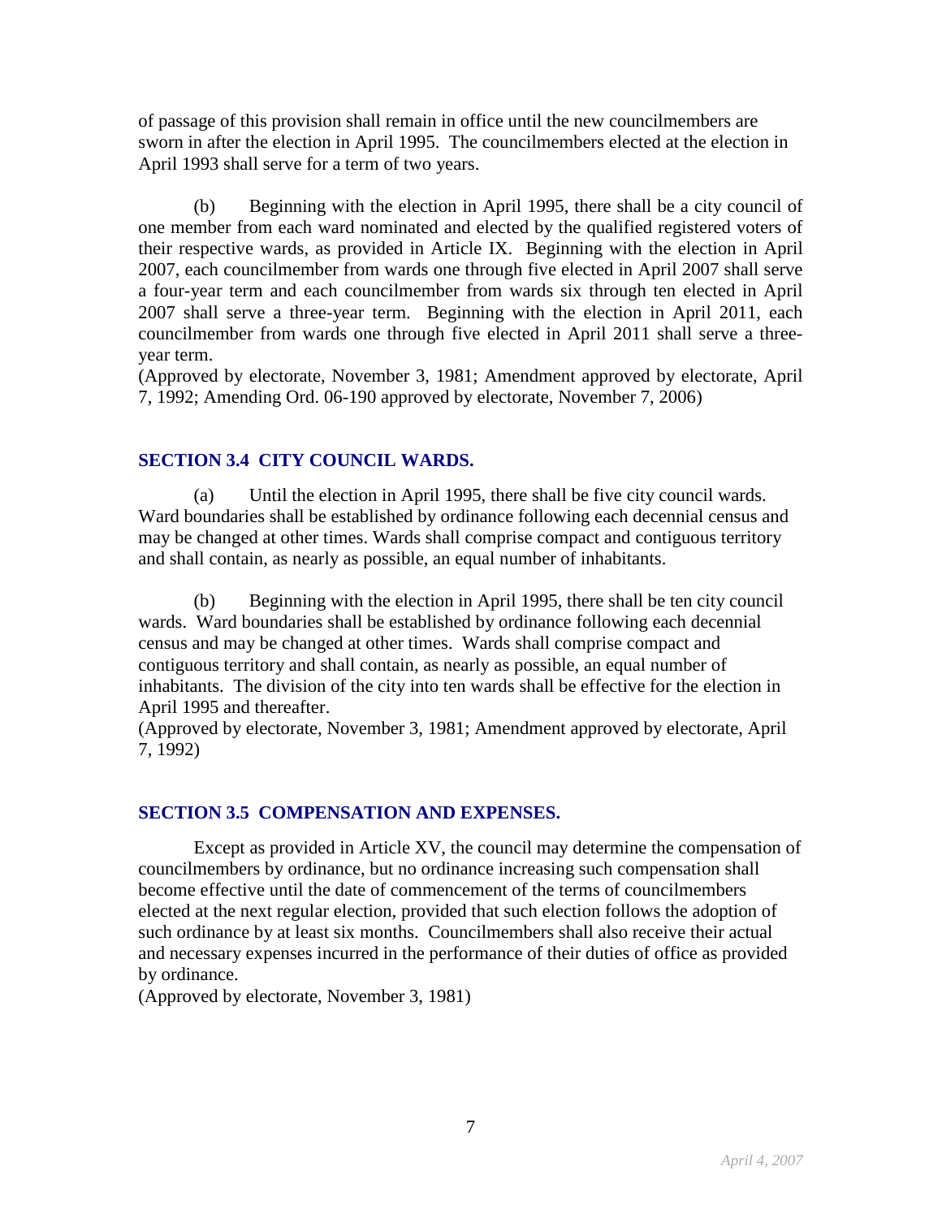of passage of this provision shall remain in office until the new councilmembers are sworn in after the election in April 1995. The councilmembers elected at the election in April 1993 shall serve for a term of two years.

(b) Beginning with the election in April 1995, there shall be a city council of one member from each ward nominated and elected by the qualified registered voters of their respective wards, as provided in Article IX. Beginning with the election in April 2007, each councilmember from wards one through five elected in April 2007 shall serve a four-year term and each councilmember from wards six through ten elected in April 2007 shall serve a three-year term. Beginning with the election in April 2011, each councilmember from wards one through five elected in April 2011 shall serve a three-year term.
(Approved by electorate, November 3, 1981; Amendment approved by electorate, April 7, 1992; Amending Ord. 06-190 approved by electorate, November 7, 2006)

### SECTION 3.4 CITY COUNCIL WARDS.

(a) Until the election in April 1995, there shall be five city council wards. Ward boundaries shall be established by ordinance following each decennial census and may be changed at other times. Wards shall comprise compact and contiguous territory and shall contain, as nearly as possible, an equal number of inhabitants.

(b) Beginning with the election in April 1995, there shall be ten city council wards. Ward boundaries shall be established by ordinance following each decennial census and may be changed at other times. Wards shall comprise compact and contiguous territory and shall contain, as nearly as possible, an equal number of inhabitants. The division of the city into ten wards shall be effective for the election in April 1995 and thereafter.
(Approved by electorate, November 3, 1981; Amendment approved by electorate, April 7, 1992)

### SECTION 3.5 COMPENSATION AND EXPENSES.

Except as provided in Article XV, the council may determine the compensation of councilmembers by ordinance, but no ordinance increasing such compensation shall become effective until the date of commencement of the terms of councilmembers elected at the next regular election, provided that such election follows the adoption of such ordinance by at least six months. Councilmembers shall also receive their actual and necessary expenses incurred in the performance of their duties of office as provided by ordinance.
(Approved by electorate, November 3, 1981)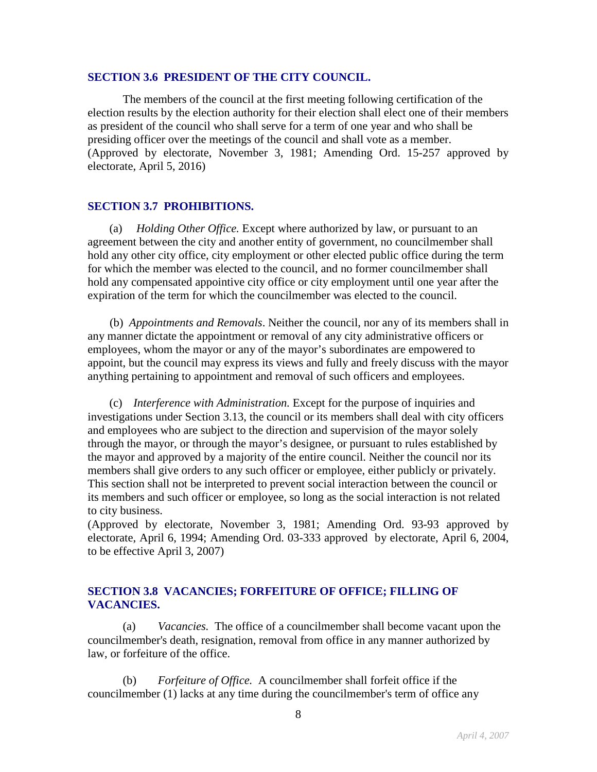## SECTION 3.6 PRESIDENT OF THE CITY COUNCIL.

The members of the council at the first meeting following certification of the election results by the election authority for their election shall elect one of their members as president of the council who shall serve for a term of one year and who shall be presiding officer over the meetings of the council and shall vote as a member. (Approved by electorate, November 3, 1981; Amending Ord. 15-257 approved by electorate, April 5, 2016)

## SECTION 3.7 PROHIBITIONS.

(a) *Holding Other Office.* Except where authorized by law, or pursuant to an agreement between the city and another entity of government, no councilmember shall hold any other city office, city employment or other elected public office during the term for which the member was elected to the council, and no former councilmember shall hold any compensated appointive city office or city employment until one year after the expiration of the term for which the councilmember was elected to the council.

(b) *Appointments and Removals*. Neither the council, nor any of its members shall in any manner dictate the appointment or removal of any city administrative officers or employees, whom the mayor or any of the mayor's subordinates are empowered to appoint, but the council may express its views and fully and freely discuss with the mayor anything pertaining to appointment and removal of such officers and employees.

(c) *Interference with Administration.* Except for the purpose of inquiries and investigations under Section 3.13, the council or its members shall deal with city officers and employees who are subject to the direction and supervision of the mayor solely through the mayor, or through the mayor's designee, or pursuant to rules established by the mayor and approved by a majority of the entire council. Neither the council nor its members shall give orders to any such officer or employee, either publicly or privately. This section shall not be interpreted to prevent social interaction between the council or its members and such officer or employee, so long as the social interaction is not related to city business.
(Approved by electorate, November 3, 1981; Amending Ord. 93-93 approved by electorate, April 6, 1994; Amending Ord. 03-333 approved by electorate, April 6, 2004, to be effective April 3, 2007)

## SECTION 3.8 VACANCIES; FORFEITURE OF OFFICE; FILLING OF VACANCIES.

(a) *Vacancies.* The office of a councilmember shall become vacant upon the councilmember's death, resignation, removal from office in any manner authorized by law, or forfeiture of the office.

(b) *Forfeiture of Office.* A councilmember shall forfeit office if the councilmember (1) lacks at any time during the councilmember's term of office any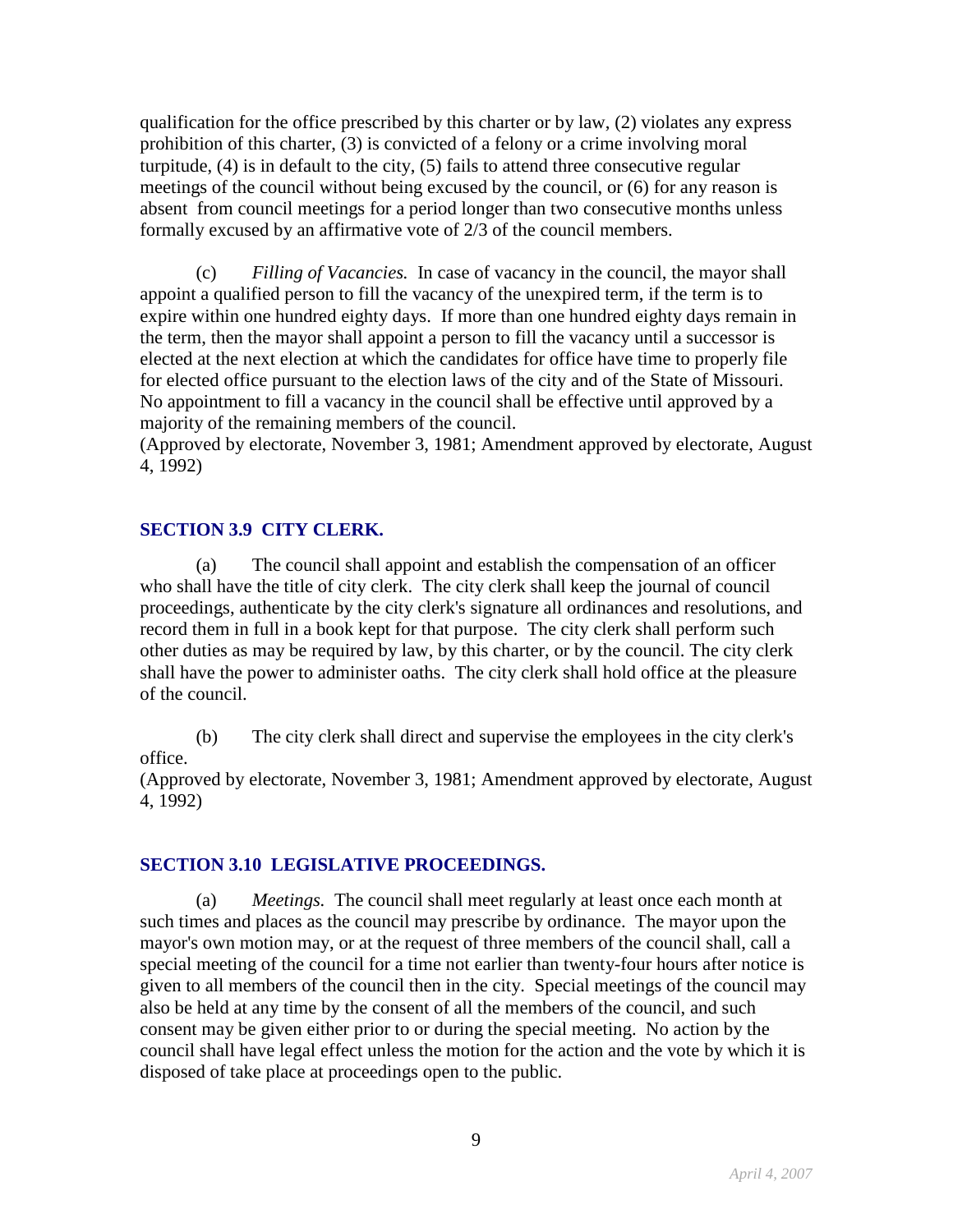qualification for the office prescribed by this charter or by law, (2) violates any express prohibition of this charter, (3) is convicted of a felony or a crime involving moral turpitude, (4) is in default to the city, (5) fails to attend three consecutive regular meetings of the council without being excused by the council, or (6) for any reason is absent from council meetings for a period longer than two consecutive months unless formally excused by an affirmative vote of 2/3 of the council members.

(c) *Filling of Vacancies.* In case of vacancy in the council, the mayor shall appoint a qualified person to fill the vacancy of the unexpired term, if the term is to expire within one hundred eighty days. If more than one hundred eighty days remain in the term, then the mayor shall appoint a person to fill the vacancy until a successor is elected at the next election at which the candidates for office have time to properly file for elected office pursuant to the election laws of the city and of the State of Missouri. No appointment to fill a vacancy in the council shall be effective until approved by a majority of the remaining members of the council.
(Approved by electorate, November 3, 1981; Amendment approved by electorate, August 4, 1992)

## SECTION 3.9 CITY CLERK.

(a) The council shall appoint and establish the compensation of an officer who shall have the title of city clerk. The city clerk shall keep the journal of council proceedings, authenticate by the city clerk's signature all ordinances and resolutions, and record them in full in a book kept for that purpose. The city clerk shall perform such other duties as may be required by law, by this charter, or by the council. The city clerk shall have the power to administer oaths. The city clerk shall hold office at the pleasure of the council.

(b) The city clerk shall direct and supervise the employees in the city clerk's office.
(Approved by electorate, November 3, 1981; Amendment approved by electorate, August 4, 1992)

## SECTION 3.10 LEGISLATIVE PROCEEDINGS.

(a) *Meetings.* The council shall meet regularly at least once each month at such times and places as the council may prescribe by ordinance. The mayor upon the mayor's own motion may, or at the request of three members of the council shall, call a special meeting of the council for a time not earlier than twenty-four hours after notice is given to all members of the council then in the city. Special meetings of the council may also be held at any time by the consent of all the members of the council, and such consent may be given either prior to or during the special meeting. No action by the council shall have legal effect unless the motion for the action and the vote by which it is disposed of take place at proceedings open to the public.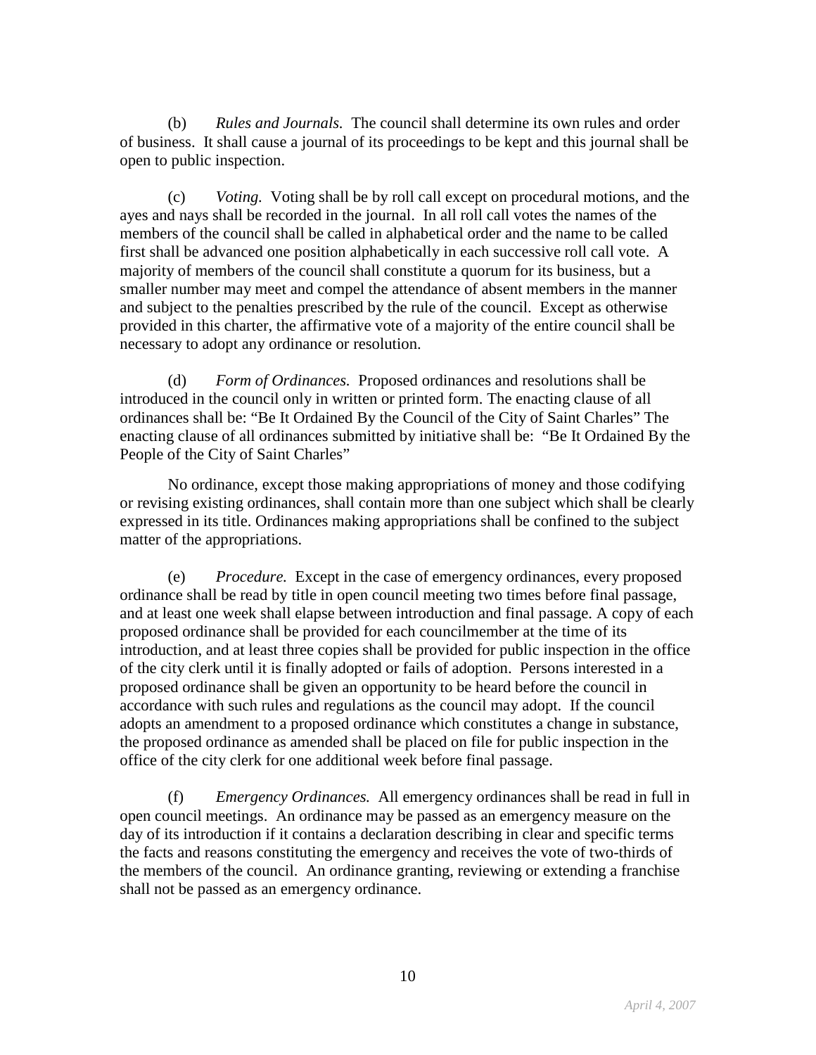(b) *Rules and Journals.* The council shall determine its own rules and order of business. It shall cause a journal of its proceedings to be kept and this journal shall be open to public inspection.

(c) *Voting.* Voting shall be by roll call except on procedural motions, and the ayes and nays shall be recorded in the journal. In all roll call votes the names of the members of the council shall be called in alphabetical order and the name to be called first shall be advanced one position alphabetically in each successive roll call vote. A majority of members of the council shall constitute a quorum for its business, but a smaller number may meet and compel the attendance of absent members in the manner and subject to the penalties prescribed by the rule of the council. Except as otherwise provided in this charter, the affirmative vote of a majority of the entire council shall be necessary to adopt any ordinance or resolution.

(d) *Form of Ordinances.* Proposed ordinances and resolutions shall be introduced in the council only in written or printed form. The enacting clause of all ordinances shall be: "Be It Ordained By the Council of the City of Saint Charles" The enacting clause of all ordinances submitted by initiative shall be: "Be It Ordained By the People of the City of Saint Charles"

No ordinance, except those making appropriations of money and those codifying or revising existing ordinances, shall contain more than one subject which shall be clearly expressed in its title. Ordinances making appropriations shall be confined to the subject matter of the appropriations.

(e) *Procedure.* Except in the case of emergency ordinances, every proposed ordinance shall be read by title in open council meeting two times before final passage, and at least one week shall elapse between introduction and final passage. A copy of each proposed ordinance shall be provided for each councilmember at the time of its introduction, and at least three copies shall be provided for public inspection in the office of the city clerk until it is finally adopted or fails of adoption. Persons interested in a proposed ordinance shall be given an opportunity to be heard before the council in accordance with such rules and regulations as the council may adopt. If the council adopts an amendment to a proposed ordinance which constitutes a change in substance, the proposed ordinance as amended shall be placed on file for public inspection in the office of the city clerk for one additional week before final passage.

(f) *Emergency Ordinances.* All emergency ordinances shall be read in full in open council meetings. An ordinance may be passed as an emergency measure on the day of its introduction if it contains a declaration describing in clear and specific terms the facts and reasons constituting the emergency and receives the vote of two-thirds of the members of the council. An ordinance granting, reviewing or extending a franchise shall not be passed as an emergency ordinance.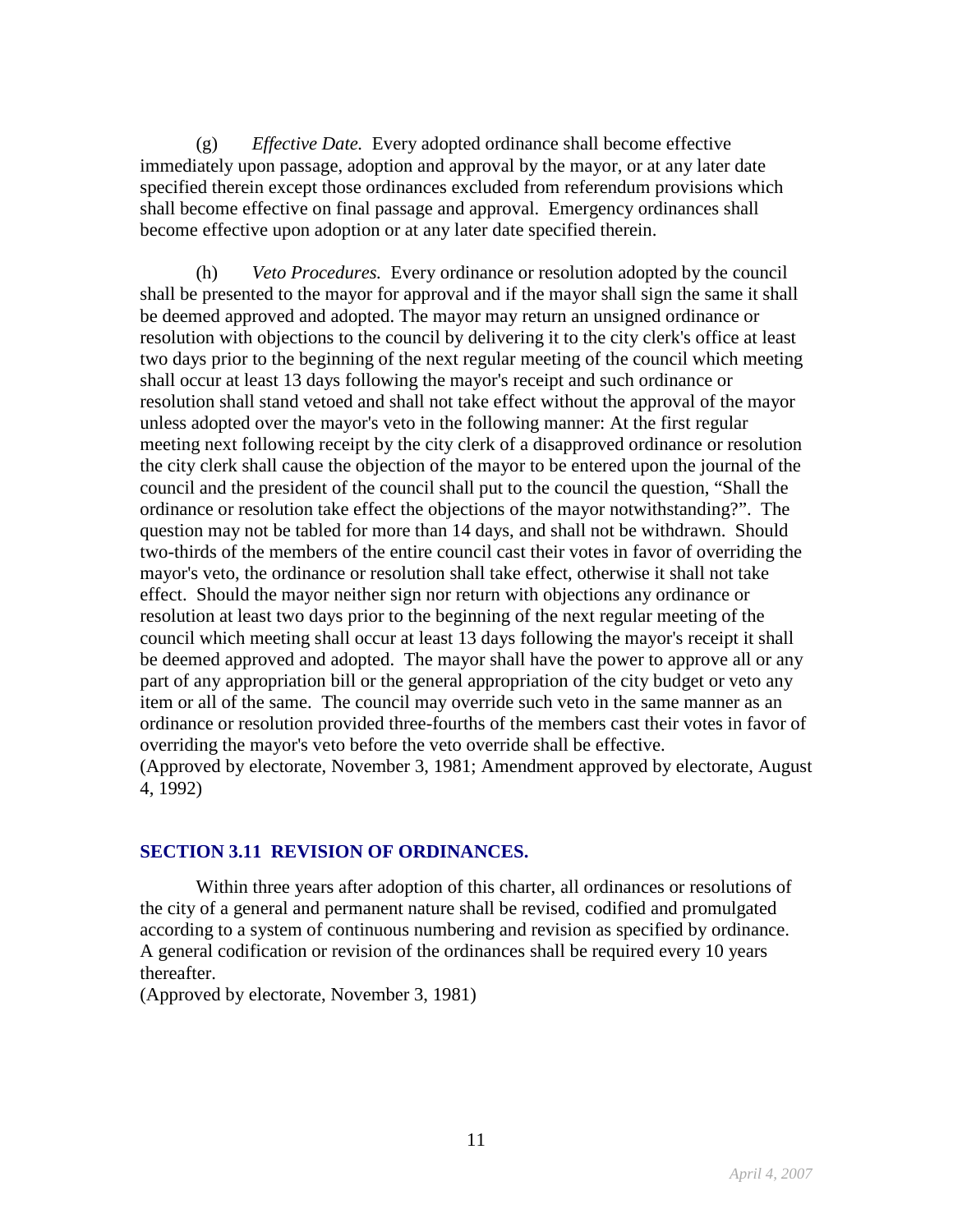(g) *Effective Date.* Every adopted ordinance shall become effective immediately upon passage, adoption and approval by the mayor, or at any later date specified therein except those ordinances excluded from referendum provisions which shall become effective on final passage and approval. Emergency ordinances shall become effective upon adoption or at any later date specified therein.

(h) *Veto Procedures.* Every ordinance or resolution adopted by the council shall be presented to the mayor for approval and if the mayor shall sign the same it shall be deemed approved and adopted. The mayor may return an unsigned ordinance or resolution with objections to the council by delivering it to the city clerk's office at least two days prior to the beginning of the next regular meeting of the council which meeting shall occur at least 13 days following the mayor's receipt and such ordinance or resolution shall stand vetoed and shall not take effect without the approval of the mayor unless adopted over the mayor's veto in the following manner: At the first regular meeting next following receipt by the city clerk of a disapproved ordinance or resolution the city clerk shall cause the objection of the mayor to be entered upon the journal of the council and the president of the council shall put to the council the question, "Shall the ordinance or resolution take effect the objections of the mayor notwithstanding?". The question may not be tabled for more than 14 days, and shall not be withdrawn. Should two-thirds of the members of the entire council cast their votes in favor of overriding the mayor's veto, the ordinance or resolution shall take effect, otherwise it shall not take effect. Should the mayor neither sign nor return with objections any ordinance or resolution at least two days prior to the beginning of the next regular meeting of the council which meeting shall occur at least 13 days following the mayor's receipt it shall be deemed approved and adopted. The mayor shall have the power to approve all or any part of any appropriation bill or the general appropriation of the city budget or veto any item or all of the same. The council may override such veto in the same manner as an ordinance or resolution provided three-fourths of the members cast their votes in favor of overriding the mayor's veto before the veto override shall be effective.
(Approved by electorate, November 3, 1981; Amendment approved by electorate, August 4, 1992)

## SECTION 3.11 REVISION OF ORDINANCES.

Within three years after adoption of this charter, all ordinances or resolutions of the city of a general and permanent nature shall be revised, codified and promulgated according to a system of continuous numbering and revision as specified by ordinance. A general codification or revision of the ordinances shall be required every 10 years thereafter.
(Approved by electorate, November 3, 1981)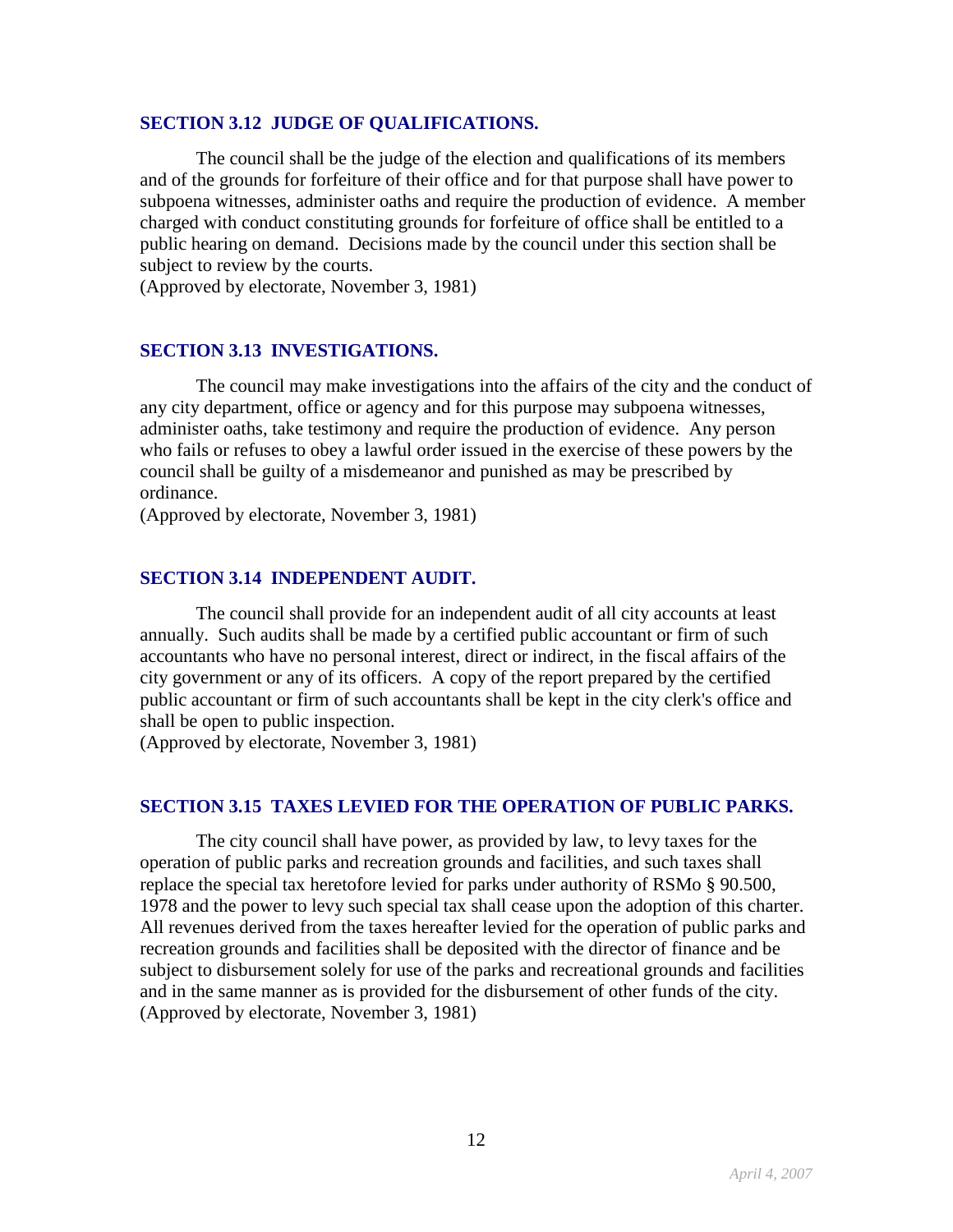### SECTION 3.12 JUDGE OF QUALIFICATIONS.

The council shall be the judge of the election and qualifications of its members and of the grounds for forfeiture of their office and for that purpose shall have power to subpoena witnesses, administer oaths and require the production of evidence. A member charged with conduct constituting grounds for forfeiture of office shall be entitled to a public hearing on demand. Decisions made by the council under this section shall be subject to review by the courts.
(Approved by electorate, November 3, 1981)

### SECTION 3.13 INVESTIGATIONS.

The council may make investigations into the affairs of the city and the conduct of any city department, office or agency and for this purpose may subpoena witnesses, administer oaths, take testimony and require the production of evidence. Any person who fails or refuses to obey a lawful order issued in the exercise of these powers by the council shall be guilty of a misdemeanor and punished as may be prescribed by ordinance.
(Approved by electorate, November 3, 1981)

### SECTION 3.14 INDEPENDENT AUDIT.

The council shall provide for an independent audit of all city accounts at least annually. Such audits shall be made by a certified public accountant or firm of such accountants who have no personal interest, direct or indirect, in the fiscal affairs of the city government or any of its officers. A copy of the report prepared by the certified public accountant or firm of such accountants shall be kept in the city clerk's office and shall be open to public inspection.
(Approved by electorate, November 3, 1981)

### SECTION 3.15 TAXES LEVIED FOR THE OPERATION OF PUBLIC PARKS.

The city council shall have power, as provided by law, to levy taxes for the operation of public parks and recreation grounds and facilities, and such taxes shall replace the special tax heretofore levied for parks under authority of RSMo § 90.500, 1978 and the power to levy such special tax shall cease upon the adoption of this charter. All revenues derived from the taxes hereafter levied for the operation of public parks and recreation grounds and facilities shall be deposited with the director of finance and be subject to disbursement solely for use of the parks and recreational grounds and facilities and in the same manner as is provided for the disbursement of other funds of the city.
(Approved by electorate, November 3, 1981)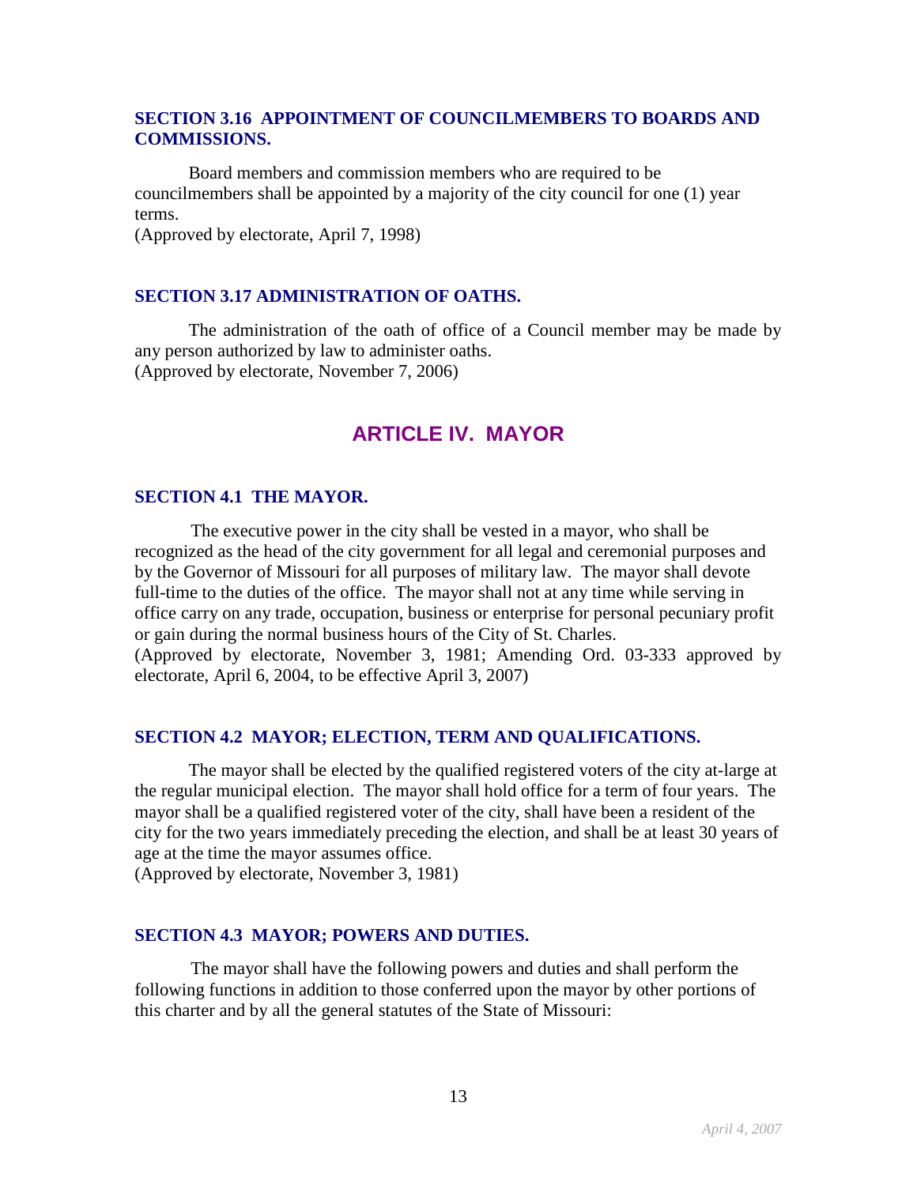### SECTION 3.16 APPOINTMENT OF COUNCILMEMBERS TO BOARDS AND COMMISSIONS.

Board members and commission members who are required to be councilmembers shall be appointed by a majority of the city council for one (1) year terms.
(Approved by electorate, April 7, 1998)

### SECTION 3.17 ADMINISTRATION OF OATHS.

The administration of the oath of office of a Council member may be made by any person authorized by law to administer oaths.
(Approved by electorate, November 7, 2006)

## ARTICLE IV. MAYOR

### SECTION 4.1 THE MAYOR.

The executive power in the city shall be vested in a mayor, who shall be recognized as the head of the city government for all legal and ceremonial purposes and by the Governor of Missouri for all purposes of military law. The mayor shall devote full-time to the duties of the office. The mayor shall not at any time while serving in office carry on any trade, occupation, business or enterprise for personal pecuniary profit or gain during the normal business hours of the City of St. Charles.
(Approved by electorate, November 3, 1981; Amending Ord. 03-333 approved by electorate, April 6, 2004, to be effective April 3, 2007)

### SECTION 4.2 MAYOR; ELECTION, TERM AND QUALIFICATIONS.

The mayor shall be elected by the qualified registered voters of the city at-large at the regular municipal election. The mayor shall hold office for a term of four years. The mayor shall be a qualified registered voter of the city, shall have been a resident of the city for the two years immediately preceding the election, and shall be at least 30 years of age at the time the mayor assumes office.
(Approved by electorate, November 3, 1981)

### SECTION 4.3 MAYOR; POWERS AND DUTIES.

The mayor shall have the following powers and duties and shall perform the following functions in addition to those conferred upon the mayor by other portions of this charter and by all the general statutes of the State of Missouri: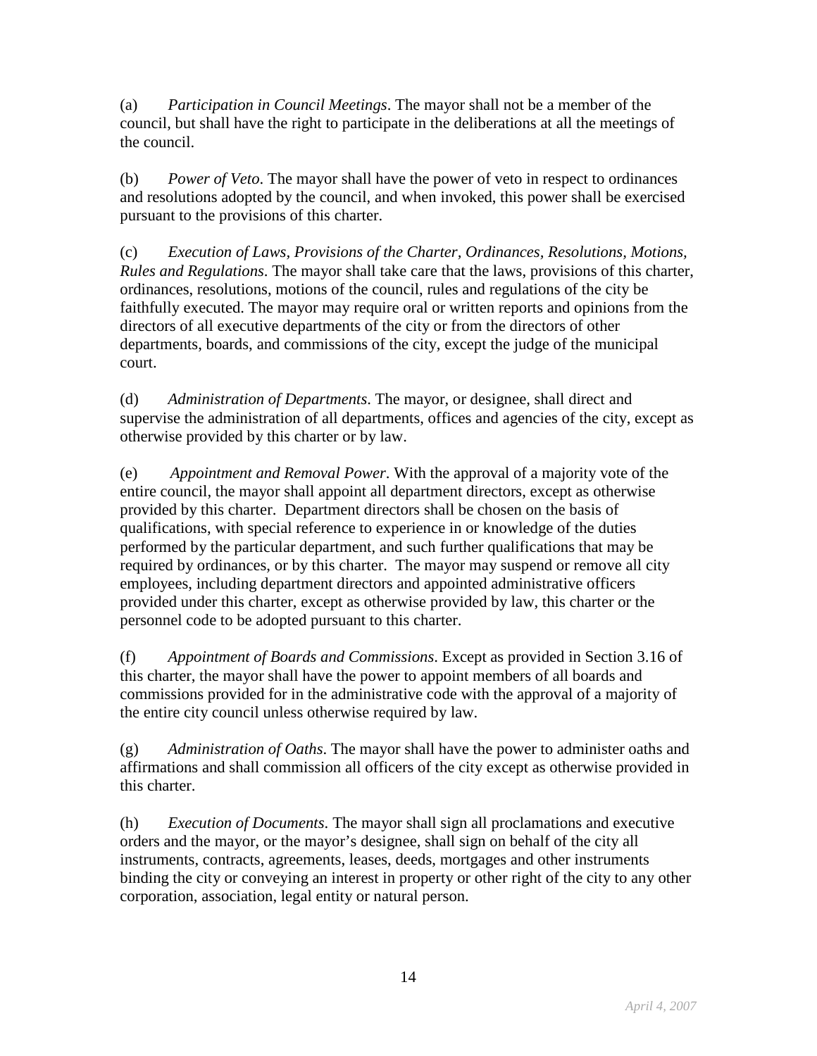(a) *Participation in Council Meetings*. The mayor shall not be a member of the council, but shall have the right to participate in the deliberations at all the meetings of the council.

(b) *Power of Veto*. The mayor shall have the power of veto in respect to ordinances and resolutions adopted by the council, and when invoked, this power shall be exercised pursuant to the provisions of this charter.

(c) *Execution of Laws, Provisions of the Charter, Ordinances, Resolutions, Motions, Rules and Regulations*. The mayor shall take care that the laws, provisions of this charter, ordinances, resolutions, motions of the council, rules and regulations of the city be faithfully executed. The mayor may require oral or written reports and opinions from the directors of all executive departments of the city or from the directors of other departments, boards, and commissions of the city, except the judge of the municipal court.

(d) *Administration of Departments*. The mayor, or designee, shall direct and supervise the administration of all departments, offices and agencies of the city, except as otherwise provided by this charter or by law.

(e) *Appointment and Removal Power*. With the approval of a majority vote of the entire council, the mayor shall appoint all department directors, except as otherwise provided by this charter. Department directors shall be chosen on the basis of qualifications, with special reference to experience in or knowledge of the duties performed by the particular department, and such further qualifications that may be required by ordinances, or by this charter. The mayor may suspend or remove all city employees, including department directors and appointed administrative officers provided under this charter, except as otherwise provided by law, this charter or the personnel code to be adopted pursuant to this charter.

(f) *Appointment of Boards and Commissions*. Except as provided in Section 3.16 of this charter, the mayor shall have the power to appoint members of all boards and commissions provided for in the administrative code with the approval of a majority of the entire city council unless otherwise required by law.

(g) *Administration of Oaths*. The mayor shall have the power to administer oaths and affirmations and shall commission all officers of the city except as otherwise provided in this charter.

(h) *Execution of Documents*. The mayor shall sign all proclamations and executive orders and the mayor, or the mayor's designee, shall sign on behalf of the city all instruments, contracts, agreements, leases, deeds, mortgages and other instruments binding the city or conveying an interest in property or other right of the city to any other corporation, association, legal entity or natural person.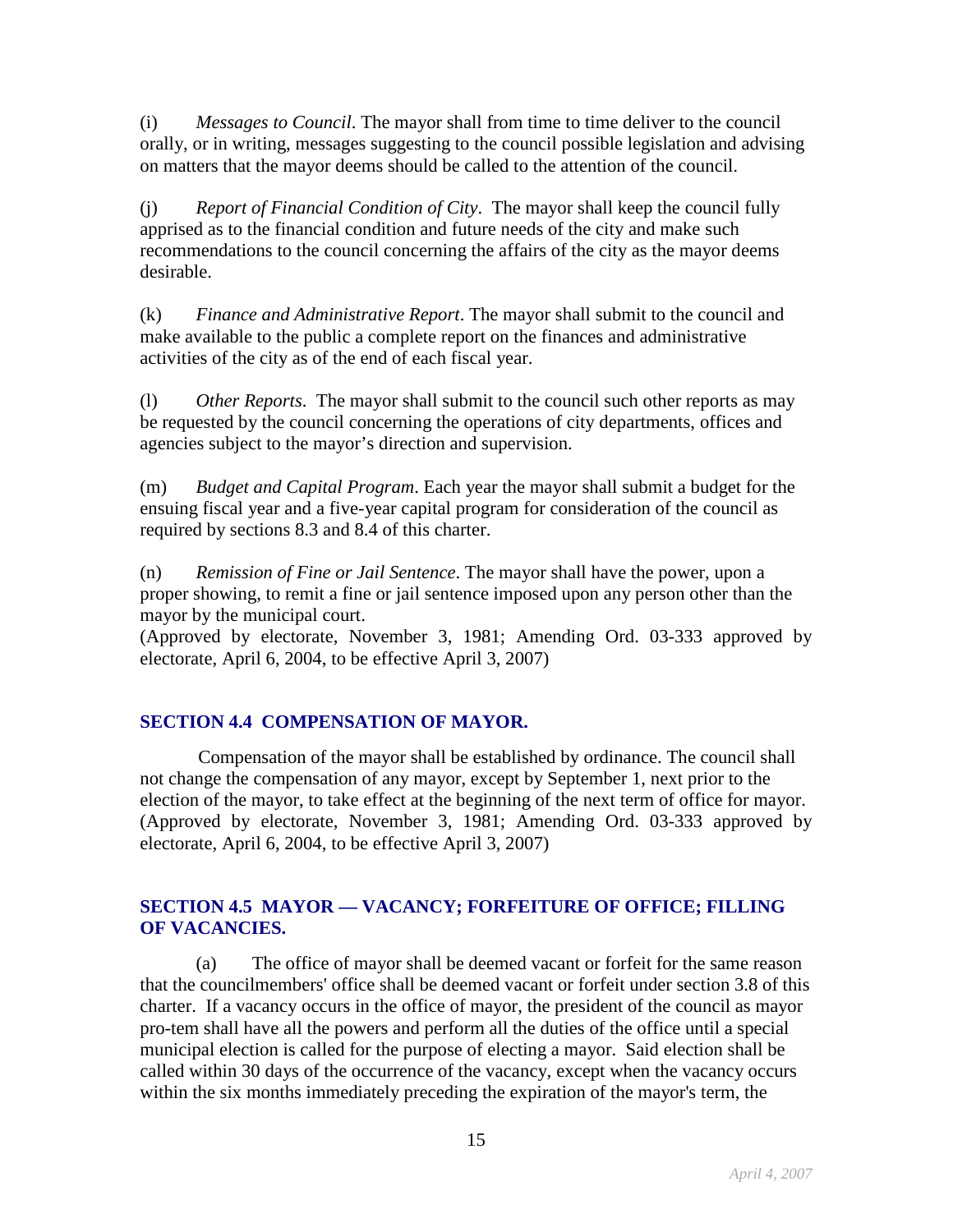(i) *Messages to Council*. The mayor shall from time to time deliver to the council orally, or in writing, messages suggesting to the council possible legislation and advising on matters that the mayor deems should be called to the attention of the council.

(j) *Report of Financial Condition of City*. The mayor shall keep the council fully apprised as to the financial condition and future needs of the city and make such recommendations to the council concerning the affairs of the city as the mayor deems desirable.

(k) *Finance and Administrative Report*. The mayor shall submit to the council and make available to the public a complete report on the finances and administrative activities of the city as of the end of each fiscal year.

(l) *Other Reports*. The mayor shall submit to the council such other reports as may be requested by the council concerning the operations of city departments, offices and agencies subject to the mayor's direction and supervision.

(m) *Budget and Capital Program*. Each year the mayor shall submit a budget for the ensuing fiscal year and a five-year capital program for consideration of the council as required by sections 8.3 and 8.4 of this charter.

(n) *Remission of Fine or Jail Sentence*. The mayor shall have the power, upon a proper showing, to remit a fine or jail sentence imposed upon any person other than the mayor by the municipal court.
(Approved by electorate, November 3, 1981; Amending Ord. 03-333 approved by electorate, April 6, 2004, to be effective April 3, 2007)

### SECTION 4.4 COMPENSATION OF MAYOR.

Compensation of the mayor shall be established by ordinance. The council shall not change the compensation of any mayor, except by September 1, next prior to the election of the mayor, to take effect at the beginning of the next term of office for mayor.
(Approved by electorate, November 3, 1981; Amending Ord. 03-333 approved by electorate, April 6, 2004, to be effective April 3, 2007)

### SECTION 4.5 MAYOR — VACANCY; FORFEITURE OF OFFICE; FILLING OF VACANCIES.

(a) The office of mayor shall be deemed vacant or forfeit for the same reason that the councilmembers' office shall be deemed vacant or forfeit under section 3.8 of this charter. If a vacancy occurs in the office of mayor, the president of the council as mayor pro-tem shall have all the powers and perform all the duties of the office until a special municipal election is called for the purpose of electing a mayor. Said election shall be called within 30 days of the occurrence of the vacancy, except when the vacancy occurs within the six months immediately preceding the expiration of the mayor's term, the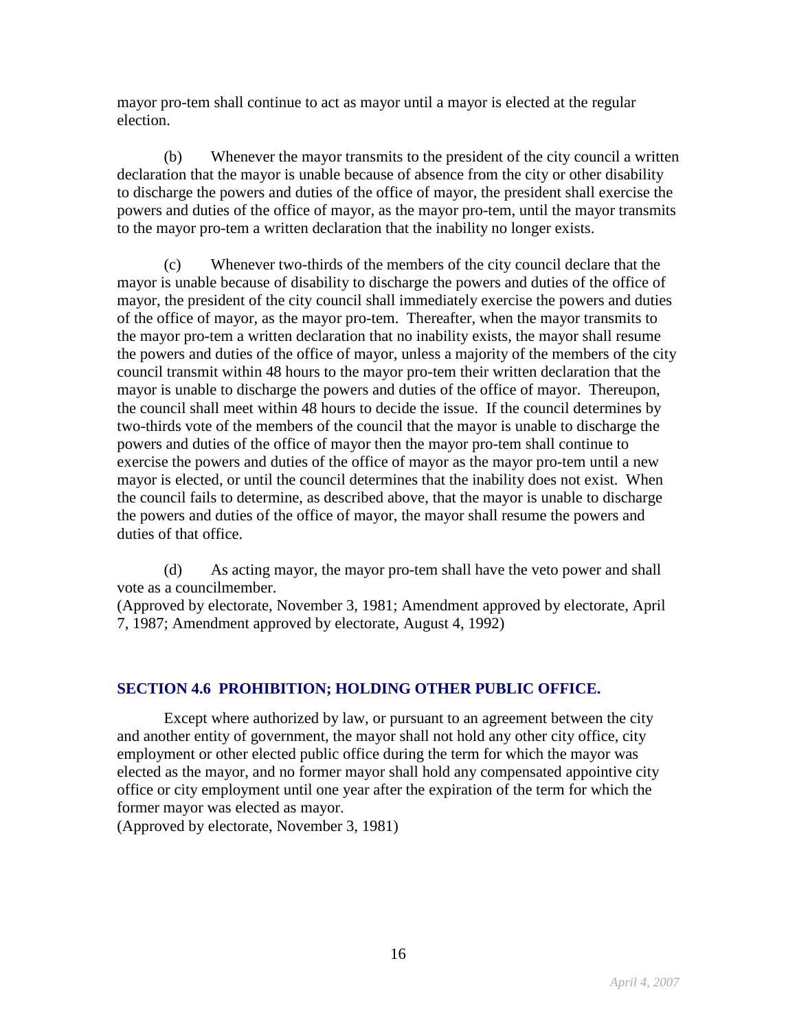mayor pro-tem shall continue to act as mayor until a mayor is elected at the regular election.

(b) Whenever the mayor transmits to the president of the city council a written declaration that the mayor is unable because of absence from the city or other disability to discharge the powers and duties of the office of mayor, the president shall exercise the powers and duties of the office of mayor, as the mayor pro-tem, until the mayor transmits to the mayor pro-tem a written declaration that the inability no longer exists.

(c) Whenever two-thirds of the members of the city council declare that the mayor is unable because of disability to discharge the powers and duties of the office of mayor, the president of the city council shall immediately exercise the powers and duties of the office of mayor, as the mayor pro-tem. Thereafter, when the mayor transmits to the mayor pro-tem a written declaration that no inability exists, the mayor shall resume the powers and duties of the office of mayor, unless a majority of the members of the city council transmit within 48 hours to the mayor pro-tem their written declaration that the mayor is unable to discharge the powers and duties of the office of mayor. Thereupon, the council shall meet within 48 hours to decide the issue. If the council determines by two-thirds vote of the members of the council that the mayor is unable to discharge the powers and duties of the office of mayor then the mayor pro-tem shall continue to exercise the powers and duties of the office of mayor as the mayor pro-tem until a new mayor is elected, or until the council determines that the inability does not exist. When the council fails to determine, as described above, that the mayor is unable to discharge the powers and duties of the office of mayor, the mayor shall resume the powers and duties of that office.

(d) As acting mayor, the mayor pro-tem shall have the veto power and shall vote as a councilmember.
(Approved by electorate, November 3, 1981; Amendment approved by electorate, April 7, 1987; Amendment approved by electorate, August 4, 1992)

## SECTION 4.6 PROHIBITION; HOLDING OTHER PUBLIC OFFICE.

Except where authorized by law, or pursuant to an agreement between the city and another entity of government, the mayor shall not hold any other city office, city employment or other elected public office during the term for which the mayor was elected as the mayor, and no former mayor shall hold any compensated appointive city office or city employment until one year after the expiration of the term for which the former mayor was elected as mayor.
(Approved by electorate, November 3, 1981)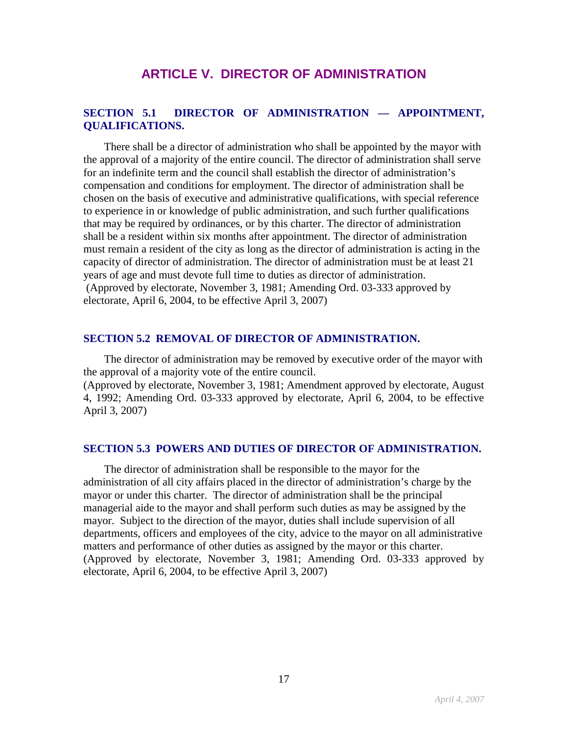# ARTICLE V. DIRECTOR OF ADMINISTRATION

## SECTION 5.1 DIRECTOR OF ADMINISTRATION — APPOINTMENT, QUALIFICATIONS.

There shall be a director of administration who shall be appointed by the mayor with the approval of a majority of the entire council. The director of administration shall serve for an indefinite term and the council shall establish the director of administration's compensation and conditions for employment. The director of administration shall be chosen on the basis of executive and administrative qualifications, with special reference to experience in or knowledge of public administration, and such further qualifications that may be required by ordinances, or by this charter. The director of administration shall be a resident within six months after appointment. The director of administration must remain a resident of the city as long as the director of administration is acting in the capacity of director of administration. The director of administration must be at least 21 years of age and must devote full time to duties as director of administration.
(Approved by electorate, November 3, 1981; Amending Ord. 03-333 approved by electorate, April 6, 2004, to be effective April 3, 2007)

## SECTION 5.2 REMOVAL OF DIRECTOR OF ADMINISTRATION.

The director of administration may be removed by executive order of the mayor with the approval of a majority vote of the entire council.
(Approved by electorate, November 3, 1981; Amendment approved by electorate, August 4, 1992; Amending Ord. 03-333 approved by electorate, April 6, 2004, to be effective April 3, 2007)

## SECTION 5.3 POWERS AND DUTIES OF DIRECTOR OF ADMINISTRATION.

The director of administration shall be responsible to the mayor for the administration of all city affairs placed in the director of administration's charge by the mayor or under this charter. The director of administration shall be the principal managerial aide to the mayor and shall perform such duties as may be assigned by the mayor. Subject to the direction of the mayor, duties shall include supervision of all departments, officers and employees of the city, advice to the mayor on all administrative matters and performance of other duties as assigned by the mayor or this charter.
(Approved by electorate, November 3, 1981; Amending Ord. 03-333 approved by electorate, April 6, 2004, to be effective April 3, 2007)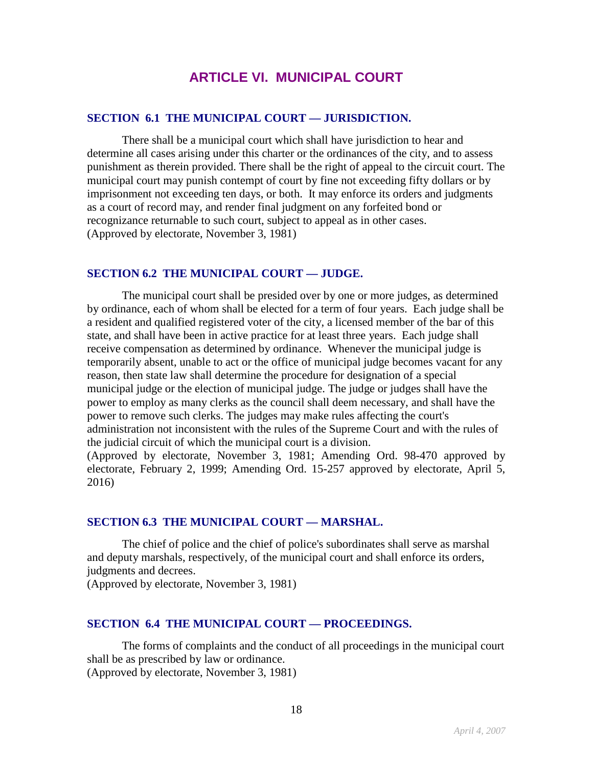# ARTICLE VI. MUNICIPAL COURT

## SECTION 6.1 THE MUNICIPAL COURT — JURISDICTION.

There shall be a municipal court which shall have jurisdiction to hear and determine all cases arising under this charter or the ordinances of the city, and to assess punishment as therein provided. There shall be the right of appeal to the circuit court. The municipal court may punish contempt of court by fine not exceeding fifty dollars or by imprisonment not exceeding ten days, or both. It may enforce its orders and judgments as a court of record may, and render final judgment on any forfeited bond or recognizance returnable to such court, subject to appeal as in other cases.
(Approved by electorate, November 3, 1981)

## SECTION 6.2 THE MUNICIPAL COURT — JUDGE.

The municipal court shall be presided over by one or more judges, as determined by ordinance, each of whom shall be elected for a term of four years. Each judge shall be a resident and qualified registered voter of the city, a licensed member of the bar of this state, and shall have been in active practice for at least three years. Each judge shall receive compensation as determined by ordinance. Whenever the municipal judge is temporarily absent, unable to act or the office of municipal judge becomes vacant for any reason, then state law shall determine the procedure for designation of a special municipal judge or the election of municipal judge. The judge or judges shall have the power to employ as many clerks as the council shall deem necessary, and shall have the power to remove such clerks. The judges may make rules affecting the court's administration not inconsistent with the rules of the Supreme Court and with the rules of the judicial circuit of which the municipal court is a division.
(Approved by electorate, November 3, 1981; Amending Ord. 98-470 approved by electorate, February 2, 1999; Amending Ord. 15-257 approved by electorate, April 5, 2016)

## SECTION 6.3 THE MUNICIPAL COURT — MARSHAL.

The chief of police and the chief of police's subordinates shall serve as marshal and deputy marshals, respectively, of the municipal court and shall enforce its orders, judgments and decrees.
(Approved by electorate, November 3, 1981)

## SECTION 6.4 THE MUNICIPAL COURT — PROCEEDINGS.

The forms of complaints and the conduct of all proceedings in the municipal court shall be as prescribed by law or ordinance.
(Approved by electorate, November 3, 1981)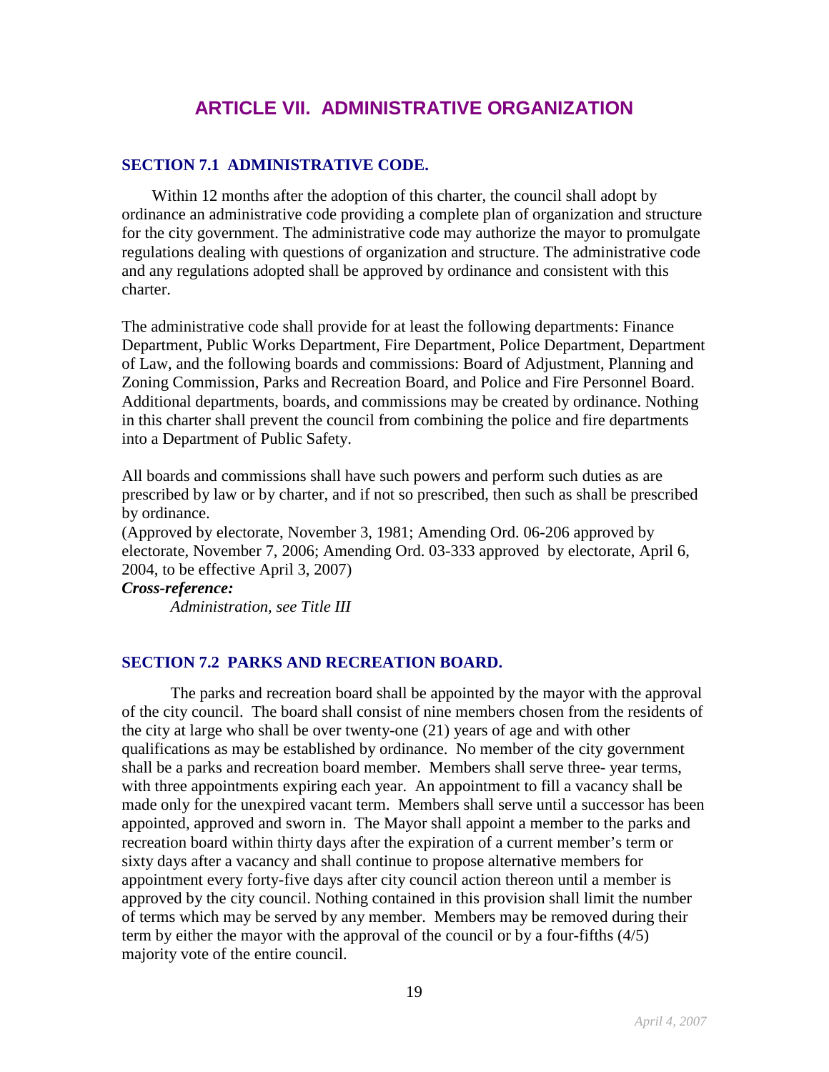# ARTICLE VII. ADMINISTRATIVE ORGANIZATION

## SECTION 7.1 ADMINISTRATIVE CODE.

Within 12 months after the adoption of this charter, the council shall adopt by ordinance an administrative code providing a complete plan of organization and structure for the city government. The administrative code may authorize the mayor to promulgate regulations dealing with questions of organization and structure. The administrative code and any regulations adopted shall be approved by ordinance and consistent with this charter.

The administrative code shall provide for at least the following departments: Finance Department, Public Works Department, Fire Department, Police Department, Department of Law, and the following boards and commissions: Board of Adjustment, Planning and Zoning Commission, Parks and Recreation Board, and Police and Fire Personnel Board. Additional departments, boards, and commissions may be created by ordinance. Nothing in this charter shall prevent the council from combining the police and fire departments into a Department of Public Safety.

All boards and commissions shall have such powers and perform such duties as are prescribed by law or by charter, and if not so prescribed, then such as shall be prescribed by ordinance.
(Approved by electorate, November 3, 1981; Amending Ord. 06-206 approved by electorate, November 7, 2006; Amending Ord. 03-333 approved by electorate, April 6, 2004, to be effective April 3, 2007)

***Cross-reference:***

*Administration, see Title III*

## SECTION 7.2 PARKS AND RECREATION BOARD.

The parks and recreation board shall be appointed by the mayor with the approval of the city council. The board shall consist of nine members chosen from the residents of the city at large who shall be over twenty-one (21) years of age and with other qualifications as may be established by ordinance. No member of the city government shall be a parks and recreation board member. Members shall serve three- year terms, with three appointments expiring each year. An appointment to fill a vacancy shall be made only for the unexpired vacant term. Members shall serve until a successor has been appointed, approved and sworn in. The Mayor shall appoint a member to the parks and recreation board within thirty days after the expiration of a current member's term or sixty days after a vacancy and shall continue to propose alternative members for appointment every forty-five days after city council action thereon until a member is approved by the city council. Nothing contained in this provision shall limit the number of terms which may be served by any member. Members may be removed during their term by either the mayor with the approval of the council or by a four-fifths (4/5) majority vote of the entire council.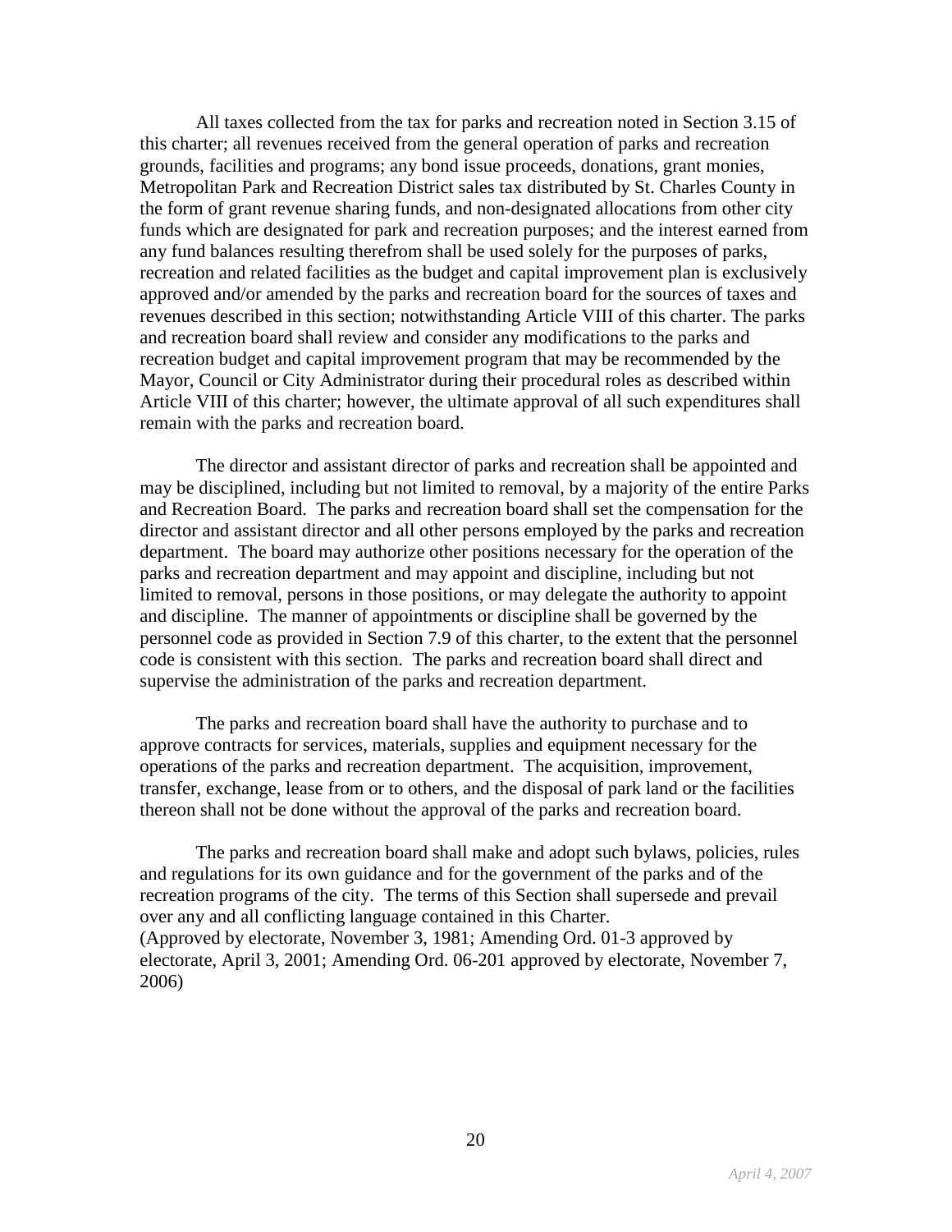All taxes collected from the tax for parks and recreation noted in Section 3.15 of this charter; all revenues received from the general operation of parks and recreation grounds, facilities and programs; any bond issue proceeds, donations, grant monies, Metropolitan Park and Recreation District sales tax distributed by St. Charles County in the form of grant revenue sharing funds, and non-designated allocations from other city funds which are designated for park and recreation purposes; and the interest earned from any fund balances resulting therefrom shall be used solely for the purposes of parks, recreation and related facilities as the budget and capital improvement plan is exclusively approved and/or amended by the parks and recreation board for the sources of taxes and revenues described in this section; notwithstanding Article VIII of this charter. The parks and recreation board shall review and consider any modifications to the parks and recreation budget and capital improvement program that may be recommended by the Mayor, Council or City Administrator during their procedural roles as described within Article VIII of this charter; however, the ultimate approval of all such expenditures shall remain with the parks and recreation board.

The director and assistant director of parks and recreation shall be appointed and may be disciplined, including but not limited to removal, by a majority of the entire Parks and Recreation Board. The parks and recreation board shall set the compensation for the director and assistant director and all other persons employed by the parks and recreation department. The board may authorize other positions necessary for the operation of the parks and recreation department and may appoint and discipline, including but not limited to removal, persons in those positions, or may delegate the authority to appoint and discipline. The manner of appointments or discipline shall be governed by the personnel code as provided in Section 7.9 of this charter, to the extent that the personnel code is consistent with this section. The parks and recreation board shall direct and supervise the administration of the parks and recreation department.

The parks and recreation board shall have the authority to purchase and to approve contracts for services, materials, supplies and equipment necessary for the operations of the parks and recreation department. The acquisition, improvement, transfer, exchange, lease from or to others, and the disposal of park land or the facilities thereon shall not be done without the approval of the parks and recreation board.

The parks and recreation board shall make and adopt such bylaws, policies, rules and regulations for its own guidance and for the government of the parks and of the recreation programs of the city. The terms of this Section shall supersede and prevail over any and all conflicting language contained in this Charter.
(Approved by electorate, November 3, 1981; Amending Ord. 01-3 approved by electorate, April 3, 2001; Amending Ord. 06-201 approved by electorate, November 7, 2006)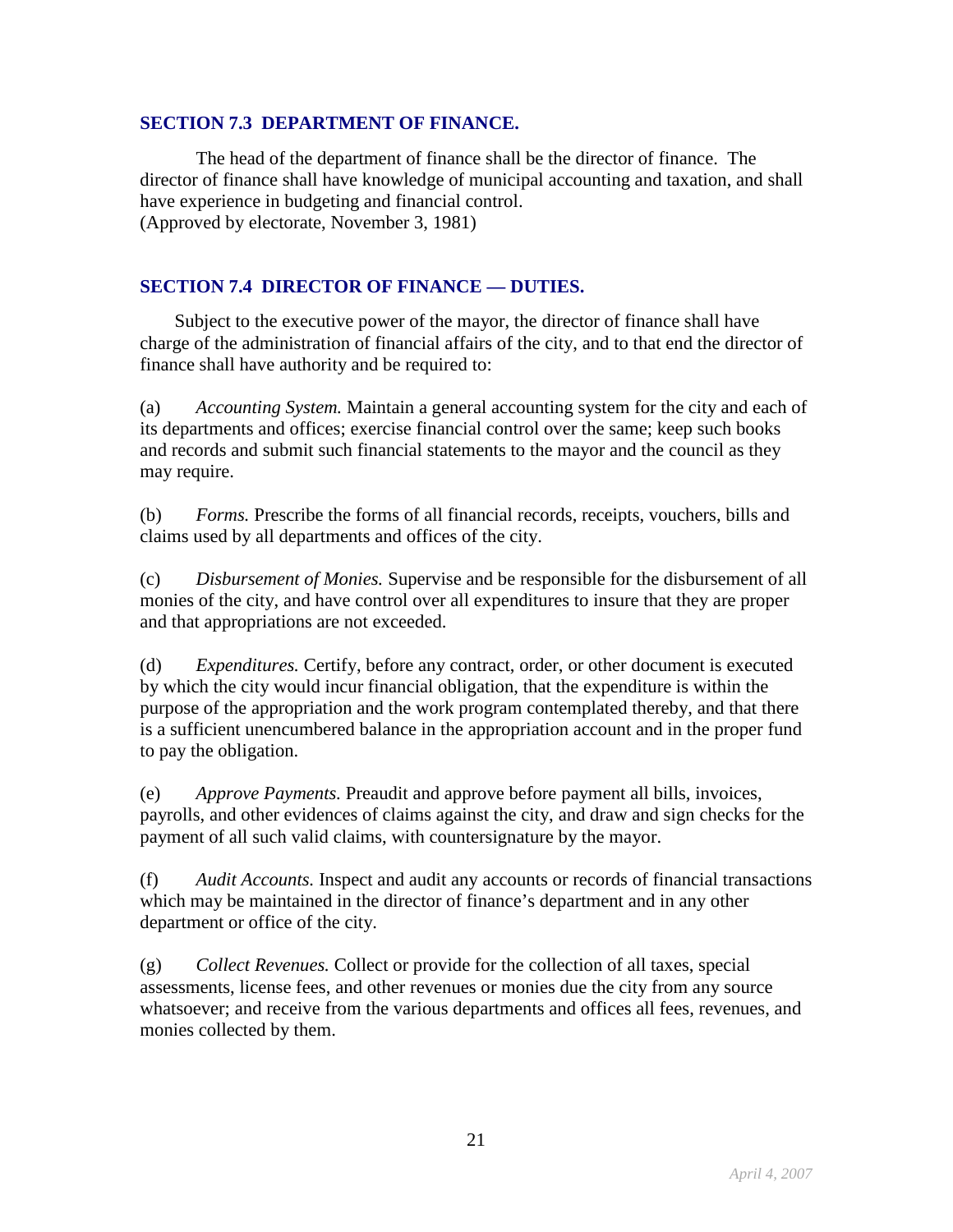### SECTION 7.3 DEPARTMENT OF FINANCE.

The head of the department of finance shall be the director of finance. The director of finance shall have knowledge of municipal accounting and taxation, and shall have experience in budgeting and financial control.
(Approved by electorate, November 3, 1981)

### SECTION 7.4 DIRECTOR OF FINANCE — DUTIES.

Subject to the executive power of the mayor, the director of finance shall have charge of the administration of financial affairs of the city, and to that end the director of finance shall have authority and be required to:

(a) *Accounting System.* Maintain a general accounting system for the city and each of its departments and offices; exercise financial control over the same; keep such books and records and submit such financial statements to the mayor and the council as they may require.

(b) *Forms.* Prescribe the forms of all financial records, receipts, vouchers, bills and claims used by all departments and offices of the city.

(c) *Disbursement of Monies.* Supervise and be responsible for the disbursement of all monies of the city, and have control over all expenditures to insure that they are proper and that appropriations are not exceeded.

(d) *Expenditures.* Certify, before any contract, order, or other document is executed by which the city would incur financial obligation, that the expenditure is within the purpose of the appropriation and the work program contemplated thereby, and that there is a sufficient unencumbered balance in the appropriation account and in the proper fund to pay the obligation.

(e) *Approve Payments.* Preaudit and approve before payment all bills, invoices, payrolls, and other evidences of claims against the city, and draw and sign checks for the payment of all such valid claims, with countersignature by the mayor.

(f) *Audit Accounts.* Inspect and audit any accounts or records of financial transactions which may be maintained in the director of finance's department and in any other department or office of the city.

(g) *Collect Revenues.* Collect or provide for the collection of all taxes, special assessments, license fees, and other revenues or monies due the city from any source whatsoever; and receive from the various departments and offices all fees, revenues, and monies collected by them.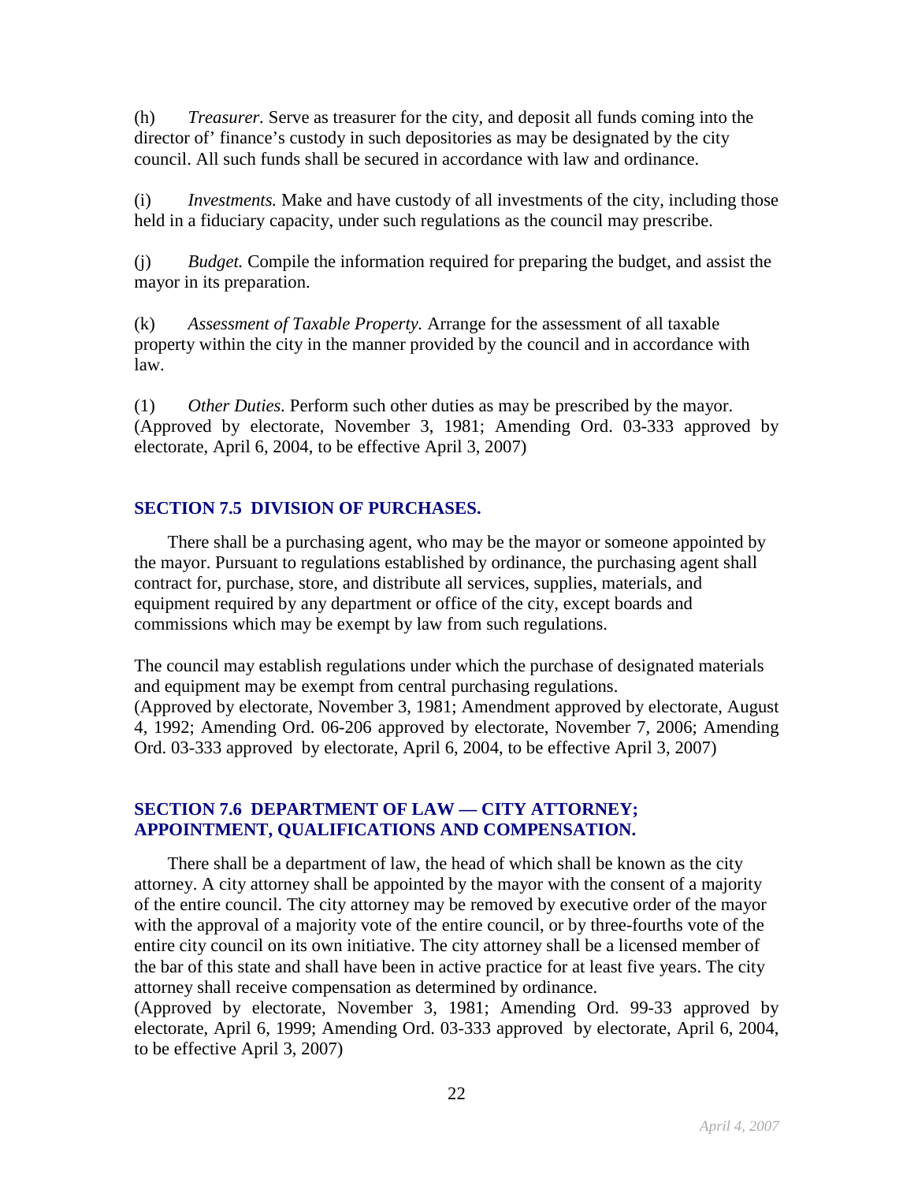(h) *Treasurer.* Serve as treasurer for the city, and deposit all funds coming into the director of' finance's custody in such depositories as may be designated by the city council. All such funds shall be secured in accordance with law and ordinance.

(i) *Investments.* Make and have custody of all investments of the city, including those held in a fiduciary capacity, under such regulations as the council may prescribe.

(j) *Budget.* Compile the information required for preparing the budget, and assist the mayor in its preparation.

(k) *Assessment of Taxable Property.* Arrange for the assessment of all taxable property within the city in the manner provided by the council and in accordance with law.

(1) *Other Duties.* Perform such other duties as may be prescribed by the mayor.
(Approved by electorate, November 3, 1981; Amending Ord. 03-333 approved by electorate, April 6, 2004, to be effective April 3, 2007)

### SECTION 7.5 DIVISION OF PURCHASES.

There shall be a purchasing agent, who may be the mayor or someone appointed by the mayor. Pursuant to regulations established by ordinance, the purchasing agent shall contract for, purchase, store, and distribute all services, supplies, materials, and equipment required by any department or office of the city, except boards and commissions which may be exempt by law from such regulations.

The council may establish regulations under which the purchase of designated materials and equipment may be exempt from central purchasing regulations.
(Approved by electorate, November 3, 1981; Amendment approved by electorate, August 4, 1992; Amending Ord. 06-206 approved by electorate, November 7, 2006; Amending Ord. 03-333 approved by electorate, April 6, 2004, to be effective April 3, 2007)

### SECTION 7.6 DEPARTMENT OF LAW — CITY ATTORNEY; APPOINTMENT, QUALIFICATIONS AND COMPENSATION.

There shall be a department of law, the head of which shall be known as the city attorney. A city attorney shall be appointed by the mayor with the consent of a majority of the entire council. The city attorney may be removed by executive order of the mayor with the approval of a majority vote of the entire council, or by three-fourths vote of the entire city council on its own initiative. The city attorney shall be a licensed member of the bar of this state and shall have been in active practice for at least five years. The city attorney shall receive compensation as determined by ordinance.
(Approved by electorate, November 3, 1981; Amending Ord. 99-33 approved by electorate, April 6, 1999; Amending Ord. 03-333 approved by electorate, April 6, 2004, to be effective April 3, 2007)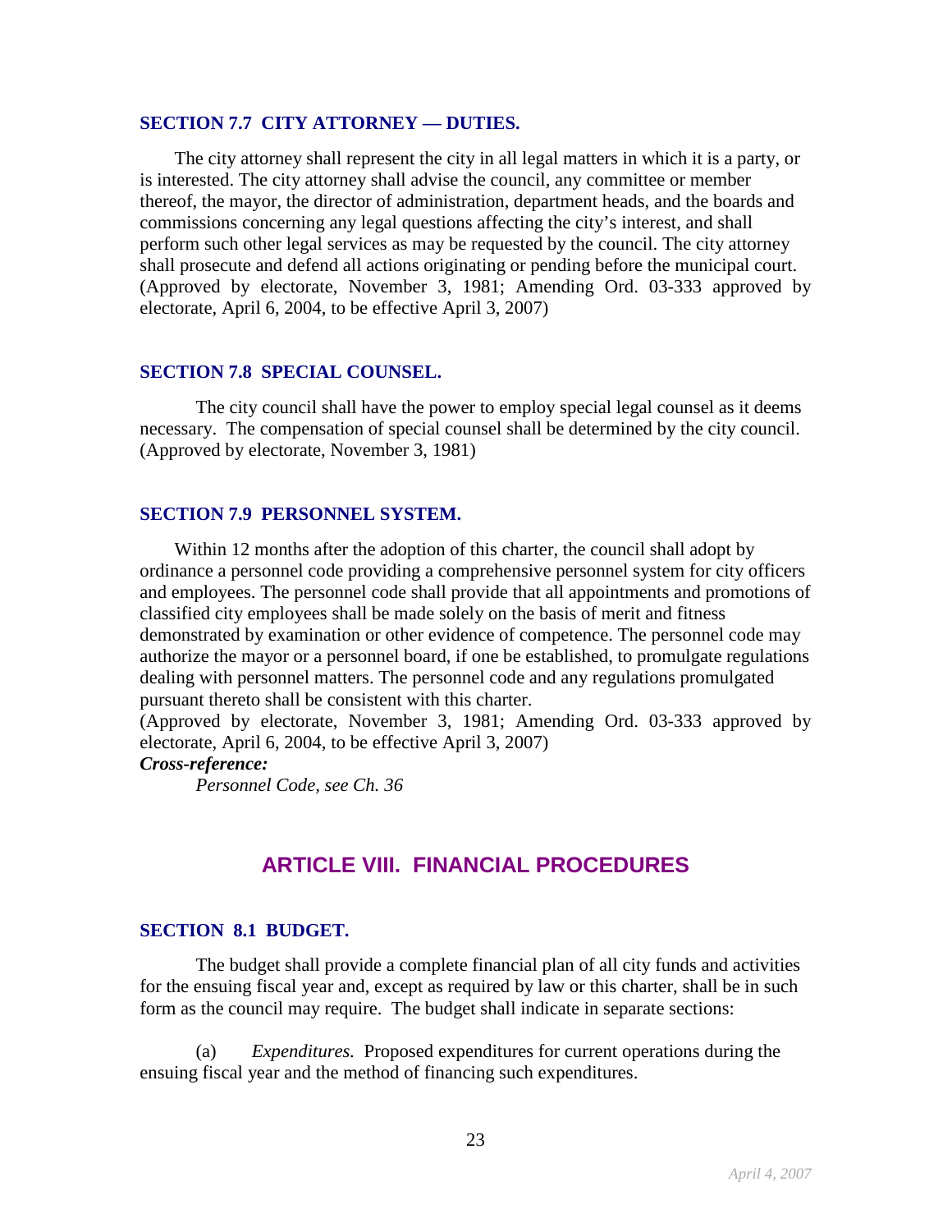### SECTION 7.7 CITY ATTORNEY — DUTIES.

The city attorney shall represent the city in all legal matters in which it is a party, or is interested. The city attorney shall advise the council, any committee or member thereof, the mayor, the director of administration, department heads, and the boards and commissions concerning any legal questions affecting the city's interest, and shall perform such other legal services as may be requested by the council. The city attorney shall prosecute and defend all actions originating or pending before the municipal court. (Approved by electorate, November 3, 1981; Amending Ord. 03-333 approved by electorate, April 6, 2004, to be effective April 3, 2007)

### SECTION 7.8 SPECIAL COUNSEL.

The city council shall have the power to employ special legal counsel as it deems necessary. The compensation of special counsel shall be determined by the city council. (Approved by electorate, November 3, 1981)

### SECTION 7.9 PERSONNEL SYSTEM.

Within 12 months after the adoption of this charter, the council shall adopt by ordinance a personnel code providing a comprehensive personnel system for city officers and employees. The personnel code shall provide that all appointments and promotions of classified city employees shall be made solely on the basis of merit and fitness demonstrated by examination or other evidence of competence. The personnel code may authorize the mayor or a personnel board, if one be established, to promulgate regulations dealing with personnel matters. The personnel code and any regulations promulgated pursuant thereto shall be consistent with this charter.
(Approved by electorate, November 3, 1981; Amending Ord. 03-333 approved by electorate, April 6, 2004, to be effective April 3, 2007)

***Cross-reference:***

*Personnel Code, see Ch. 36*

## ARTICLE VIII. FINANCIAL PROCEDURES

### SECTION 8.1 BUDGET.

The budget shall provide a complete financial plan of all city funds and activities for the ensuing fiscal year and, except as required by law or this charter, shall be in such form as the council may require. The budget shall indicate in separate sections:

(a) *Expenditures.* Proposed expenditures for current operations during the ensuing fiscal year and the method of financing such expenditures.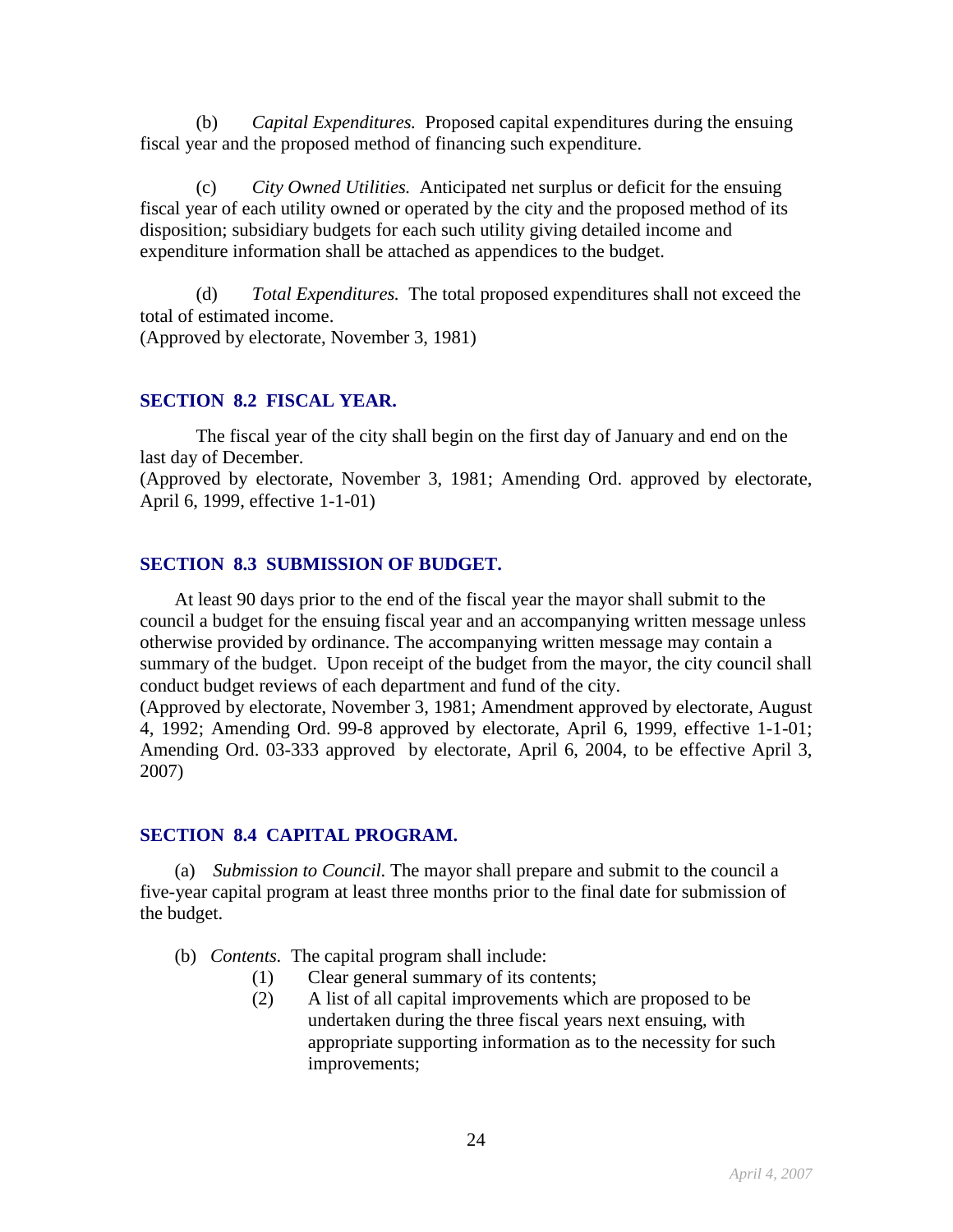(b) *Capital Expenditures.* Proposed capital expenditures during the ensuing fiscal year and the proposed method of financing such expenditure.

(c) *City Owned Utilities.* Anticipated net surplus or deficit for the ensuing fiscal year of each utility owned or operated by the city and the proposed method of its disposition; subsidiary budgets for each such utility giving detailed income and expenditure information shall be attached as appendices to the budget.

(d) *Total Expenditures.* The total proposed expenditures shall not exceed the total of estimated income.
(Approved by electorate, November 3, 1981)

### SECTION 8.2 FISCAL YEAR.

The fiscal year of the city shall begin on the first day of January and end on the last day of December.
(Approved by electorate, November 3, 1981; Amending Ord. approved by electorate, April 6, 1999, effective 1-1-01)

### SECTION 8.3 SUBMISSION OF BUDGET.

At least 90 days prior to the end of the fiscal year the mayor shall submit to the council a budget for the ensuing fiscal year and an accompanying written message unless otherwise provided by ordinance. The accompanying written message may contain a summary of the budget. Upon receipt of the budget from the mayor, the city council shall conduct budget reviews of each department and fund of the city.
(Approved by electorate, November 3, 1981; Amendment approved by electorate, August 4, 1992; Amending Ord. 99-8 approved by electorate, April 6, 1999, effective 1-1-01; Amending Ord. 03-333 approved by electorate, April 6, 2004, to be effective April 3, 2007)

### SECTION 8.4 CAPITAL PROGRAM.

(a) *Submission to Council.* The mayor shall prepare and submit to the council a five-year capital program at least three months prior to the final date for submission of the budget.

(b) *Contents.* The capital program shall include:

- (1) Clear general summary of its contents;
- (2) A list of all capital improvements which are proposed to be undertaken during the three fiscal years next ensuing, with appropriate supporting information as to the necessity for such improvements;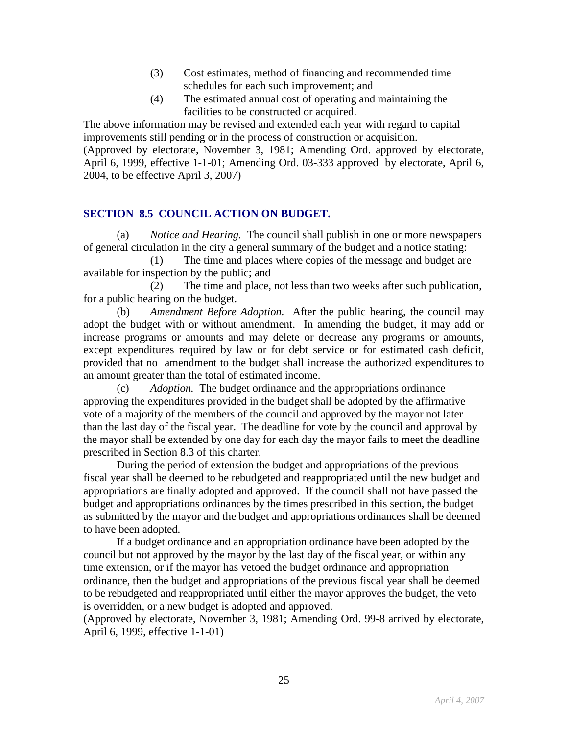(3) Cost estimates, method of financing and recommended time schedules for each such improvement; and

(4) The estimated annual cost of operating and maintaining the facilities to be constructed or acquired.

The above information may be revised and extended each year with regard to capital improvements still pending or in the process of construction or acquisition.
(Approved by electorate, November 3, 1981; Amending Ord. approved by electorate, April 6, 1999, effective 1-1-01; Amending Ord. 03-333 approved by electorate, April 6, 2004, to be effective April 3, 2007)

## SECTION 8.5 COUNCIL ACTION ON BUDGET.

(a) *Notice and Hearing.* The council shall publish in one or more newspapers of general circulation in the city a general summary of the budget and a notice stating:

(1) The time and places where copies of the message and budget are available for inspection by the public; and

(2) The time and place, not less than two weeks after such publication, for a public hearing on the budget.

(b) *Amendment Before Adoption.* After the public hearing, the council may adopt the budget with or without amendment. In amending the budget, it may add or increase programs or amounts and may delete or decrease any programs or amounts, except expenditures required by law or for debt service or for estimated cash deficit, provided that no amendment to the budget shall increase the authorized expenditures to an amount greater than the total of estimated income.

(c) *Adoption.* The budget ordinance and the appropriations ordinance approving the expenditures provided in the budget shall be adopted by the affirmative vote of a majority of the members of the council and approved by the mayor not later than the last day of the fiscal year. The deadline for vote by the council and approval by the mayor shall be extended by one day for each day the mayor fails to meet the deadline prescribed in Section 8.3 of this charter.

During the period of extension the budget and appropriations of the previous fiscal year shall be deemed to be rebudgeted and reappropriated until the new budget and appropriations are finally adopted and approved. If the council shall not have passed the budget and appropriations ordinances by the times prescribed in this section, the budget as submitted by the mayor and the budget and appropriations ordinances shall be deemed to have been adopted.

If a budget ordinance and an appropriation ordinance have been adopted by the council but not approved by the mayor by the last day of the fiscal year, or within any time extension, or if the mayor has vetoed the budget ordinance and appropriation ordinance, then the budget and appropriations of the previous fiscal year shall be deemed to be rebudgeted and reappropriated until either the mayor approves the budget, the veto is overridden, or a new budget is adopted and approved.
(Approved by electorate, November 3, 1981; Amending Ord. 99-8 arrived by electorate, April 6, 1999, effective 1-1-01)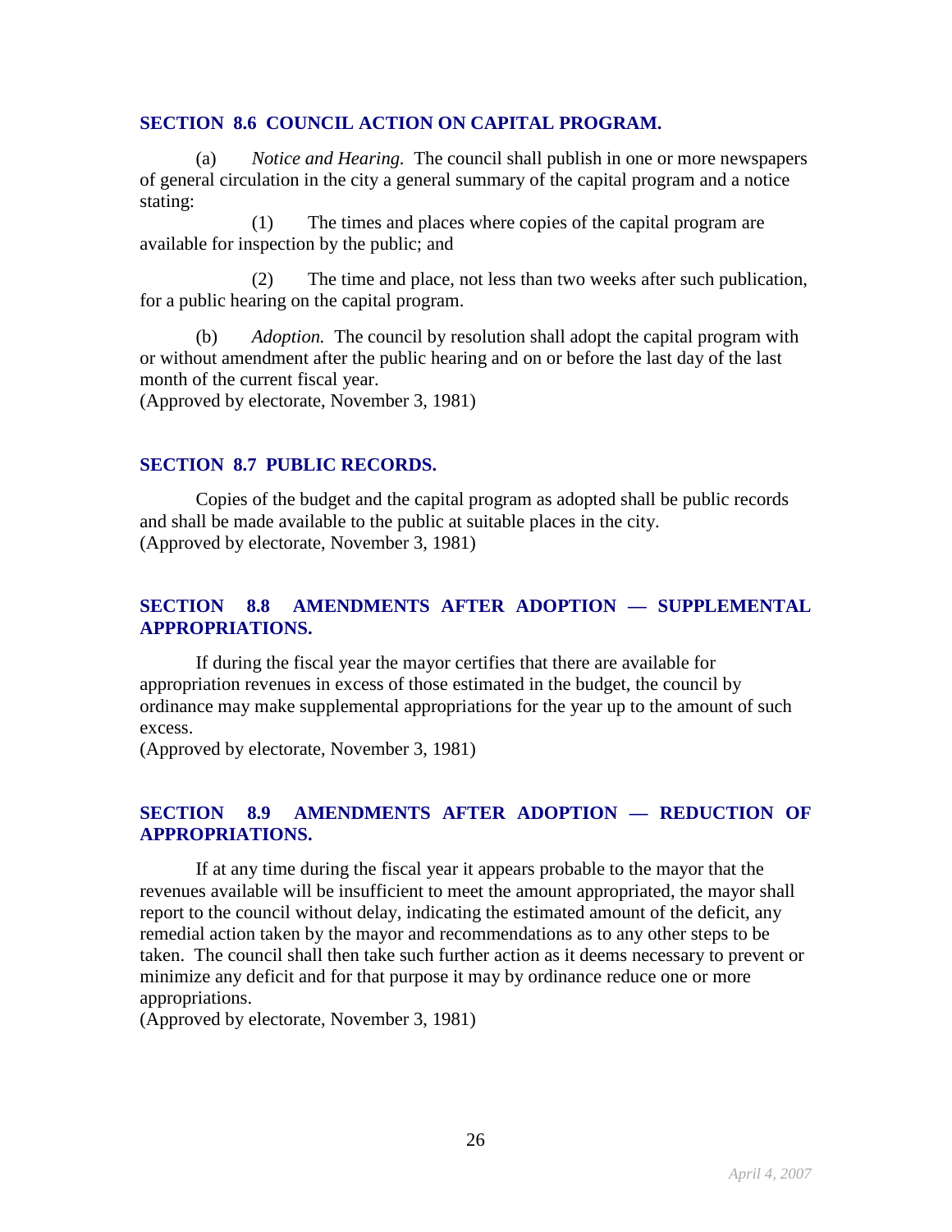### SECTION 8.6 COUNCIL ACTION ON CAPITAL PROGRAM.

(a) *Notice and Hearing.* The council shall publish in one or more newspapers of general circulation in the city a general summary of the capital program and a notice stating:

(1) The times and places where copies of the capital program are available for inspection by the public; and

(2) The time and place, not less than two weeks after such publication, for a public hearing on the capital program.

(b) *Adoption.* The council by resolution shall adopt the capital program with or without amendment after the public hearing and on or before the last day of the last month of the current fiscal year.
(Approved by electorate, November 3, 1981)

### SECTION 8.7 PUBLIC RECORDS.

Copies of the budget and the capital program as adopted shall be public records and shall be made available to the public at suitable places in the city.
(Approved by electorate, November 3, 1981)

### SECTION 8.8 AMENDMENTS AFTER ADOPTION — SUPPLEMENTAL APPROPRIATIONS.

If during the fiscal year the mayor certifies that there are available for appropriation revenues in excess of those estimated in the budget, the council by ordinance may make supplemental appropriations for the year up to the amount of such excess.
(Approved by electorate, November 3, 1981)

### SECTION 8.9 AMENDMENTS AFTER ADOPTION — REDUCTION OF APPROPRIATIONS.

If at any time during the fiscal year it appears probable to the mayor that the revenues available will be insufficient to meet the amount appropriated, the mayor shall report to the council without delay, indicating the estimated amount of the deficit, any remedial action taken by the mayor and recommendations as to any other steps to be taken. The council shall then take such further action as it deems necessary to prevent or minimize any deficit and for that purpose it may by ordinance reduce one or more appropriations.
(Approved by electorate, November 3, 1981)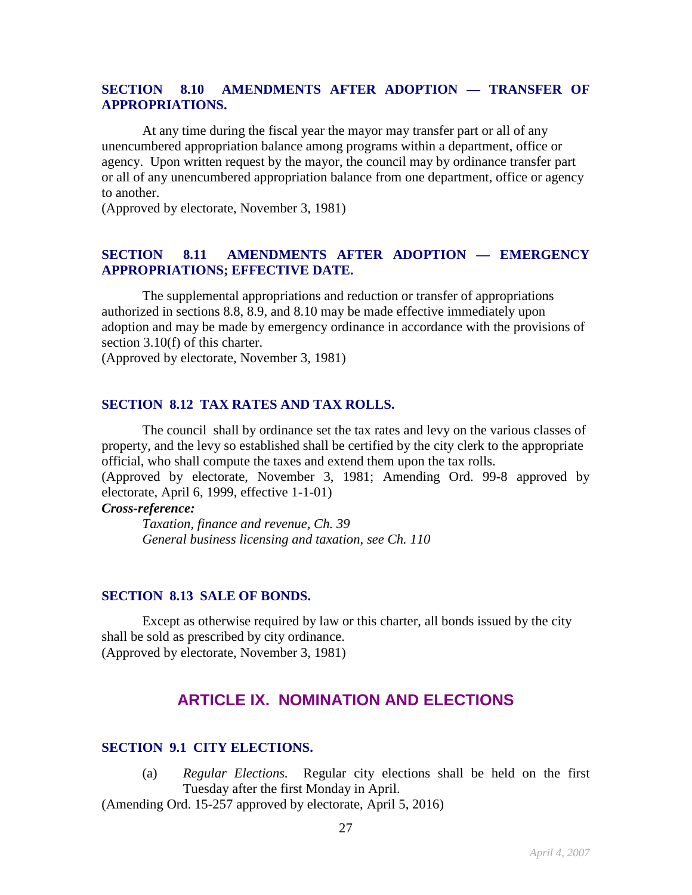### SECTION 8.10 AMENDMENTS AFTER ADOPTION — TRANSFER OF APPROPRIATIONS.

At any time during the fiscal year the mayor may transfer part or all of any unencumbered appropriation balance among programs within a department, office or agency. Upon written request by the mayor, the council may by ordinance transfer part or all of any unencumbered appropriation balance from one department, office or agency to another.

(Approved by electorate, November 3, 1981)

### SECTION 8.11 AMENDMENTS AFTER ADOPTION — EMERGENCY APPROPRIATIONS; EFFECTIVE DATE.

The supplemental appropriations and reduction or transfer of appropriations authorized in sections 8.8, 8.9, and 8.10 may be made effective immediately upon adoption and may be made by emergency ordinance in accordance with the provisions of section 3.10(f) of this charter.

(Approved by electorate, November 3, 1981)

### SECTION 8.12 TAX RATES AND TAX ROLLS.

The council shall by ordinance set the tax rates and levy on the various classes of property, and the levy so established shall be certified by the city clerk to the appropriate official, who shall compute the taxes and extend them upon the tax rolls.

(Approved by electorate, November 3, 1981; Amending Ord. 99-8 approved by electorate, April 6, 1999, effective 1-1-01)

***Cross-reference:***

*Taxation, finance and revenue, Ch. 39*

*General business licensing and taxation, see Ch. 110*

### SECTION 8.13 SALE OF BONDS.

Except as otherwise required by law or this charter, all bonds issued by the city shall be sold as prescribed by city ordinance.

(Approved by electorate, November 3, 1981)

## ARTICLE IX. NOMINATION AND ELECTIONS

### SECTION 9.1 CITY ELECTIONS.

(a) *Regular Elections.* Regular city elections shall be held on the first Tuesday after the first Monday in April.

(Amending Ord. 15-257 approved by electorate, April 5, 2016)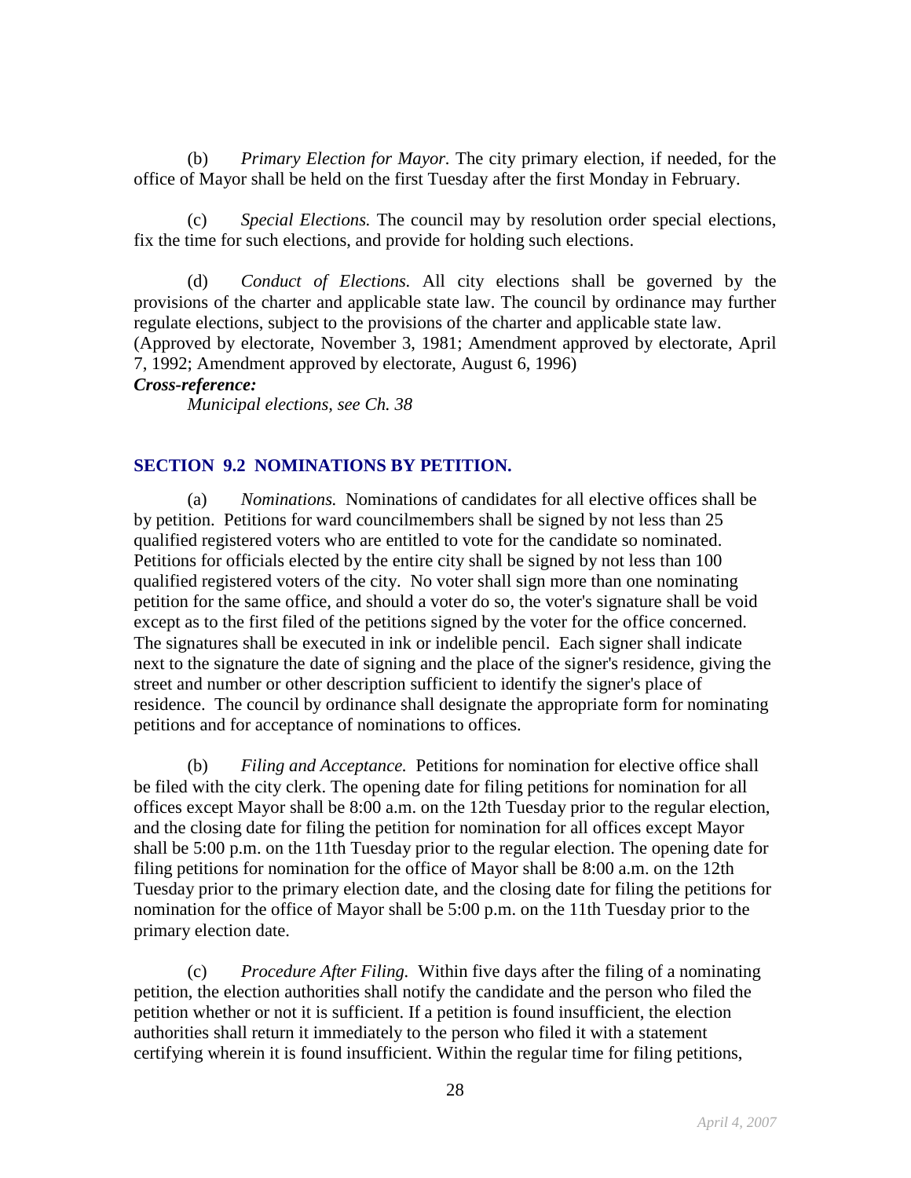(b) *Primary Election for Mayor.* The city primary election, if needed, for the office of Mayor shall be held on the first Tuesday after the first Monday in February.

(c) *Special Elections.* The council may by resolution order special elections, fix the time for such elections, and provide for holding such elections.

(d) *Conduct of Elections.* All city elections shall be governed by the provisions of the charter and applicable state law. The council by ordinance may further regulate elections, subject to the provisions of the charter and applicable state law.
(Approved by electorate, November 3, 1981; Amendment approved by electorate, April 7, 1992; Amendment approved by electorate, August 6, 1996)

***Cross-reference:***

*Municipal elections, see Ch. 38*

## SECTION 9.2 NOMINATIONS BY PETITION.

(a) *Nominations.* Nominations of candidates for all elective offices shall be by petition. Petitions for ward councilmembers shall be signed by not less than 25 qualified registered voters who are entitled to vote for the candidate so nominated. Petitions for officials elected by the entire city shall be signed by not less than 100 qualified registered voters of the city. No voter shall sign more than one nominating petition for the same office, and should a voter do so, the voter's signature shall be void except as to the first filed of the petitions signed by the voter for the office concerned. The signatures shall be executed in ink or indelible pencil. Each signer shall indicate next to the signature the date of signing and the place of the signer's residence, giving the street and number or other description sufficient to identify the signer's place of residence. The council by ordinance shall designate the appropriate form for nominating petitions and for acceptance of nominations to offices.

(b) *Filing and Acceptance.* Petitions for nomination for elective office shall be filed with the city clerk. The opening date for filing petitions for nomination for all offices except Mayor shall be 8:00 a.m. on the 12th Tuesday prior to the regular election, and the closing date for filing the petition for nomination for all offices except Mayor shall be 5:00 p.m. on the 11th Tuesday prior to the regular election. The opening date for filing petitions for nomination for the office of Mayor shall be 8:00 a.m. on the 12th Tuesday prior to the primary election date, and the closing date for filing the petitions for nomination for the office of Mayor shall be 5:00 p.m. on the 11th Tuesday prior to the primary election date.

(c) *Procedure After Filing.* Within five days after the filing of a nominating petition, the election authorities shall notify the candidate and the person who filed the petition whether or not it is sufficient. If a petition is found insufficient, the election authorities shall return it immediately to the person who filed it with a statement certifying wherein it is found insufficient. Within the regular time for filing petitions,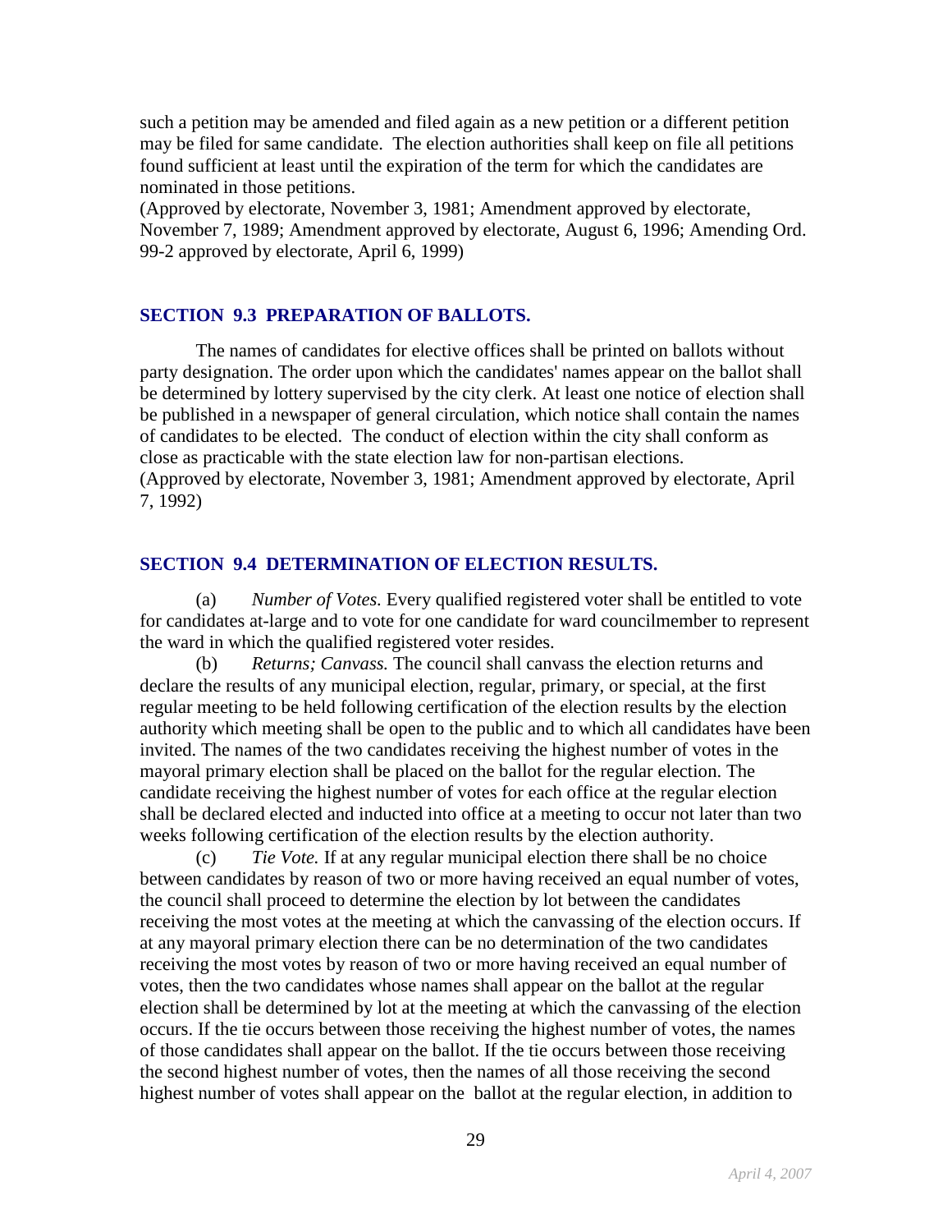such a petition may be amended and filed again as a new petition or a different petition may be filed for same candidate. The election authorities shall keep on file all petitions found sufficient at least until the expiration of the term for which the candidates are nominated in those petitions.
(Approved by electorate, November 3, 1981; Amendment approved by electorate, November 7, 1989; Amendment approved by electorate, August 6, 1996; Amending Ord. 99-2 approved by electorate, April 6, 1999)

### SECTION 9.3 PREPARATION OF BALLOTS.

The names of candidates for elective offices shall be printed on ballots without party designation. The order upon which the candidates' names appear on the ballot shall be determined by lottery supervised by the city clerk. At least one notice of election shall be published in a newspaper of general circulation, which notice shall contain the names of candidates to be elected. The conduct of election within the city shall conform as close as practicable with the state election law for non-partisan elections.
(Approved by electorate, November 3, 1981; Amendment approved by electorate, April 7, 1992)

### SECTION 9.4 DETERMINATION OF ELECTION RESULTS.

(a) *Number of Votes.* Every qualified registered voter shall be entitled to vote for candidates at-large and to vote for one candidate for ward councilmember to represent the ward in which the qualified registered voter resides.

(b) *Returns; Canvass.* The council shall canvass the election returns and declare the results of any municipal election, regular, primary, or special, at the first regular meeting to be held following certification of the election results by the election authority which meeting shall be open to the public and to which all candidates have been invited. The names of the two candidates receiving the highest number of votes in the mayoral primary election shall be placed on the ballot for the regular election. The candidate receiving the highest number of votes for each office at the regular election shall be declared elected and inducted into office at a meeting to occur not later than two weeks following certification of the election results by the election authority.

(c) *Tie Vote.* If at any regular municipal election there shall be no choice between candidates by reason of two or more having received an equal number of votes, the council shall proceed to determine the election by lot between the candidates receiving the most votes at the meeting at which the canvassing of the election occurs. If at any mayoral primary election there can be no determination of the two candidates receiving the most votes by reason of two or more having received an equal number of votes, then the two candidates whose names shall appear on the ballot at the regular election shall be determined by lot at the meeting at which the canvassing of the election occurs. If the tie occurs between those receiving the highest number of votes, the names of those candidates shall appear on the ballot. If the tie occurs between those receiving the second highest number of votes, then the names of all those receiving the second highest number of votes shall appear on the ballot at the regular election, in addition to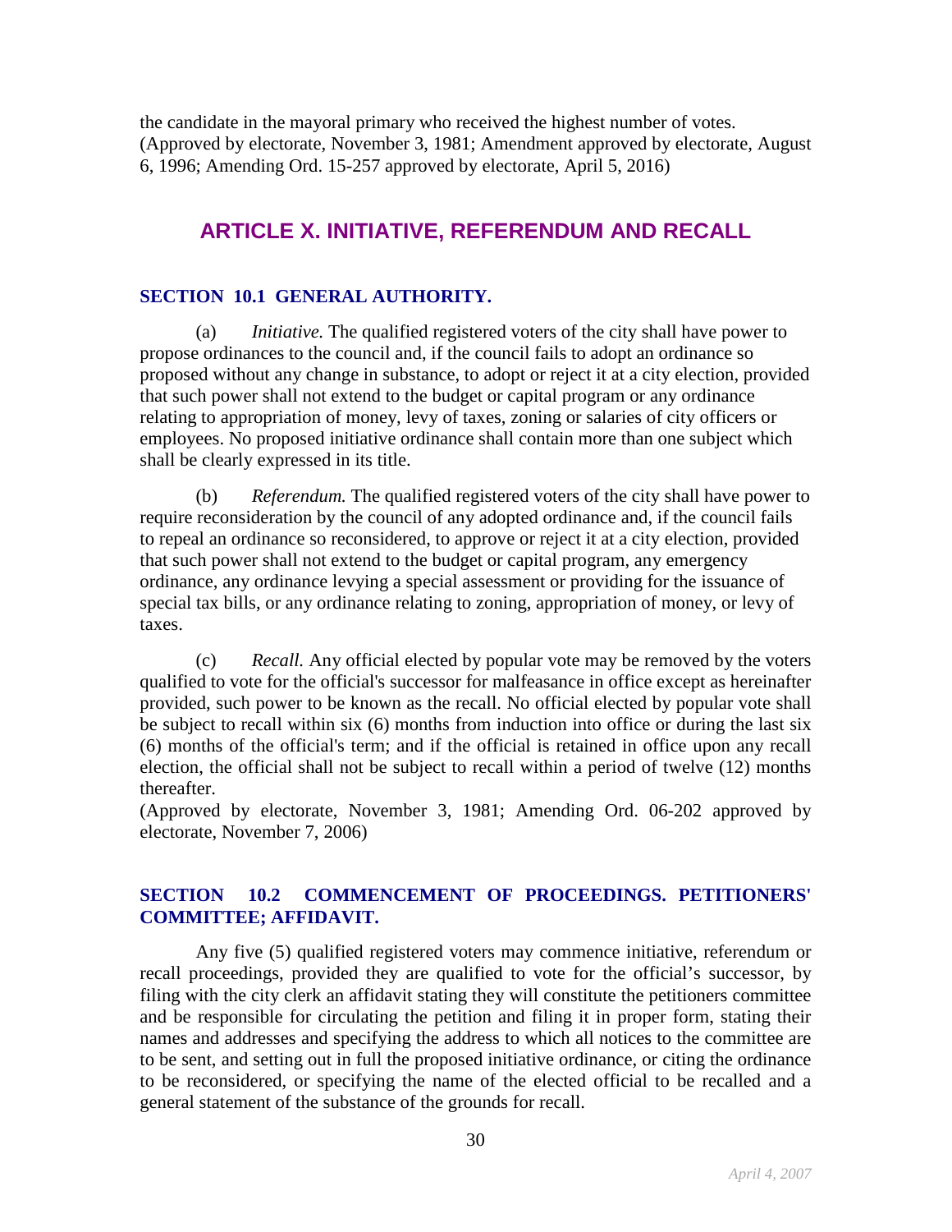the candidate in the mayoral primary who received the highest number of votes.
(Approved by electorate, November 3, 1981; Amendment approved by electorate, August 6, 1996; Amending Ord. 15-257 approved by electorate, April 5, 2016)

## ARTICLE X. INITIATIVE, REFERENDUM AND RECALL

### SECTION 10.1 GENERAL AUTHORITY.

(a) *Initiative.* The qualified registered voters of the city shall have power to propose ordinances to the council and, if the council fails to adopt an ordinance so proposed without any change in substance, to adopt or reject it at a city election, provided that such power shall not extend to the budget or capital program or any ordinance relating to appropriation of money, levy of taxes, zoning or salaries of city officers or employees. No proposed initiative ordinance shall contain more than one subject which shall be clearly expressed in its title.

(b) *Referendum.* The qualified registered voters of the city shall have power to require reconsideration by the council of any adopted ordinance and, if the council fails to repeal an ordinance so reconsidered, to approve or reject it at a city election, provided that such power shall not extend to the budget or capital program, any emergency ordinance, any ordinance levying a special assessment or providing for the issuance of special tax bills, or any ordinance relating to zoning, appropriation of money, or levy of taxes.

(c) *Recall.* Any official elected by popular vote may be removed by the voters qualified to vote for the official's successor for malfeasance in office except as hereinafter provided, such power to be known as the recall. No official elected by popular vote shall be subject to recall within six (6) months from induction into office or during the last six (6) months of the official's term; and if the official is retained in office upon any recall election, the official shall not be subject to recall within a period of twelve (12) months thereafter.
(Approved by electorate, November 3, 1981; Amending Ord. 06-202 approved by electorate, November 7, 2006)

### SECTION 10.2 COMMENCEMENT OF PROCEEDINGS. PETITIONERS' COMMITTEE; AFFIDAVIT.

Any five (5) qualified registered voters may commence initiative, referendum or recall proceedings, provided they are qualified to vote for the official's successor, by filing with the city clerk an affidavit stating they will constitute the petitioners committee and be responsible for circulating the petition and filing it in proper form, stating their names and addresses and specifying the address to which all notices to the committee are to be sent, and setting out in full the proposed initiative ordinance, or citing the ordinance to be reconsidered, or specifying the name of the elected official to be recalled and a general statement of the substance of the grounds for recall.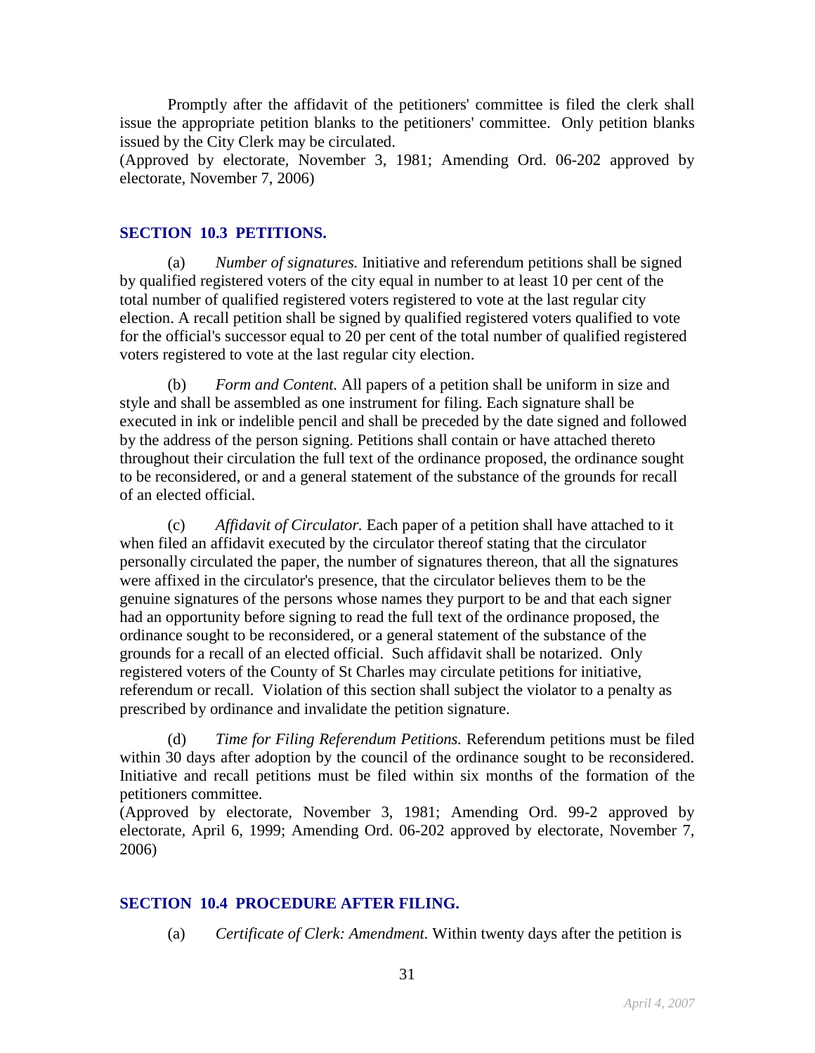Promptly after the affidavit of the petitioners' committee is filed the clerk shall issue the appropriate petition blanks to the petitioners' committee. Only petition blanks issued by the City Clerk may be circulated.
(Approved by electorate, November 3, 1981; Amending Ord. 06-202 approved by electorate, November 7, 2006)

## SECTION 10.3 PETITIONS.

(a) *Number of signatures.* Initiative and referendum petitions shall be signed by qualified registered voters of the city equal in number to at least 10 per cent of the total number of qualified registered voters registered to vote at the last regular city election. A recall petition shall be signed by qualified registered voters qualified to vote for the official's successor equal to 20 per cent of the total number of qualified registered voters registered to vote at the last regular city election.

(b) *Form and Content.* All papers of a petition shall be uniform in size and style and shall be assembled as one instrument for filing. Each signature shall be executed in ink or indelible pencil and shall be preceded by the date signed and followed by the address of the person signing. Petitions shall contain or have attached thereto throughout their circulation the full text of the ordinance proposed, the ordinance sought to be reconsidered, or and a general statement of the substance of the grounds for recall of an elected official.

(c) *Affidavit of Circulator.* Each paper of a petition shall have attached to it when filed an affidavit executed by the circulator thereof stating that the circulator personally circulated the paper, the number of signatures thereon, that all the signatures were affixed in the circulator's presence, that the circulator believes them to be the genuine signatures of the persons whose names they purport to be and that each signer had an opportunity before signing to read the full text of the ordinance proposed, the ordinance sought to be reconsidered, or a general statement of the substance of the grounds for a recall of an elected official. Such affidavit shall be notarized. Only registered voters of the County of St Charles may circulate petitions for initiative, referendum or recall. Violation of this section shall subject the violator to a penalty as prescribed by ordinance and invalidate the petition signature.

(d) *Time for Filing Referendum Petitions.* Referendum petitions must be filed within 30 days after adoption by the council of the ordinance sought to be reconsidered. Initiative and recall petitions must be filed within six months of the formation of the petitioners committee.
(Approved by electorate, November 3, 1981; Amending Ord. 99-2 approved by electorate, April 6, 1999; Amending Ord. 06-202 approved by electorate, November 7, 2006)

## SECTION 10.4 PROCEDURE AFTER FILING.

(a) *Certificate of Clerk: Amendment.* Within twenty days after the petition is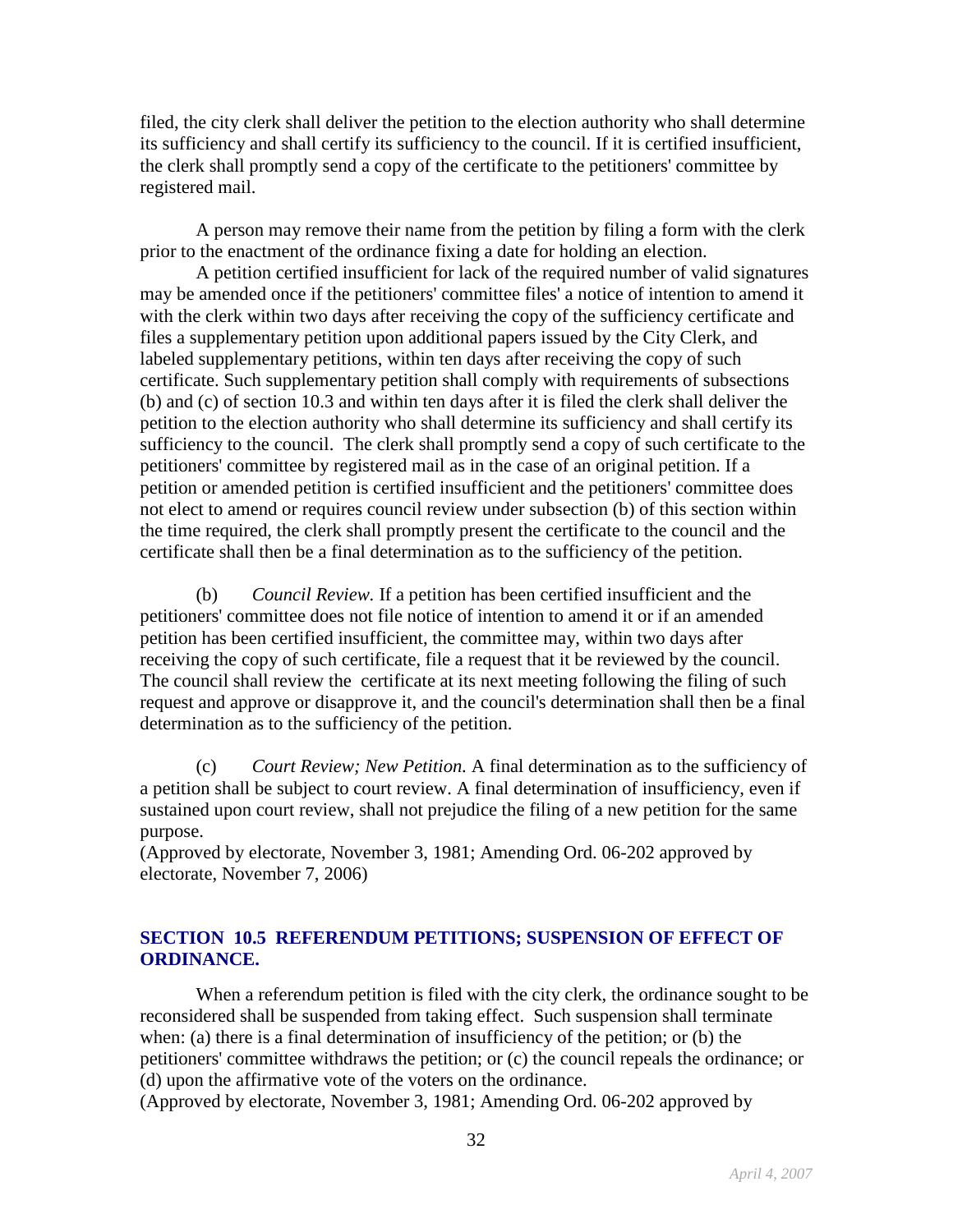filed, the city clerk shall deliver the petition to the election authority who shall determine its sufficiency and shall certify its sufficiency to the council. If it is certified insufficient, the clerk shall promptly send a copy of the certificate to the petitioners' committee by registered mail.

A person may remove their name from the petition by filing a form with the clerk prior to the enactment of the ordinance fixing a date for holding an election.

A petition certified insufficient for lack of the required number of valid signatures may be amended once if the petitioners' committee files' a notice of intention to amend it with the clerk within two days after receiving the copy of the sufficiency certificate and files a supplementary petition upon additional papers issued by the City Clerk, and labeled supplementary petitions, within ten days after receiving the copy of such certificate. Such supplementary petition shall comply with requirements of subsections (b) and (c) of section 10.3 and within ten days after it is filed the clerk shall deliver the petition to the election authority who shall determine its sufficiency and shall certify its sufficiency to the council. The clerk shall promptly send a copy of such certificate to the petitioners' committee by registered mail as in the case of an original petition. If a petition or amended petition is certified insufficient and the petitioners' committee does not elect to amend or requires council review under subsection (b) of this section within the time required, the clerk shall promptly present the certificate to the council and the certificate shall then be a final determination as to the sufficiency of the petition.

(b) *Council Review.* If a petition has been certified insufficient and the petitioners' committee does not file notice of intention to amend it or if an amended petition has been certified insufficient, the committee may, within two days after receiving the copy of such certificate, file a request that it be reviewed by the council. The council shall review the certificate at its next meeting following the filing of such request and approve or disapprove it, and the council's determination shall then be a final determination as to the sufficiency of the petition.

(c) *Court Review; New Petition.* A final determination as to the sufficiency of a petition shall be subject to court review. A final determination of insufficiency, even if sustained upon court review, shall not prejudice the filing of a new petition for the same purpose.
(Approved by electorate, November 3, 1981; Amending Ord. 06-202 approved by electorate, November 7, 2006)

## SECTION 10.5 REFERENDUM PETITIONS; SUSPENSION OF EFFECT OF ORDINANCE.

When a referendum petition is filed with the city clerk, the ordinance sought to be reconsidered shall be suspended from taking effect. Such suspension shall terminate when: (a) there is a final determination of insufficiency of the petition; or (b) the petitioners' committee withdraws the petition; or (c) the council repeals the ordinance; or (d) upon the affirmative vote of the voters on the ordinance.
(Approved by electorate, November 3, 1981; Amending Ord. 06-202 approved by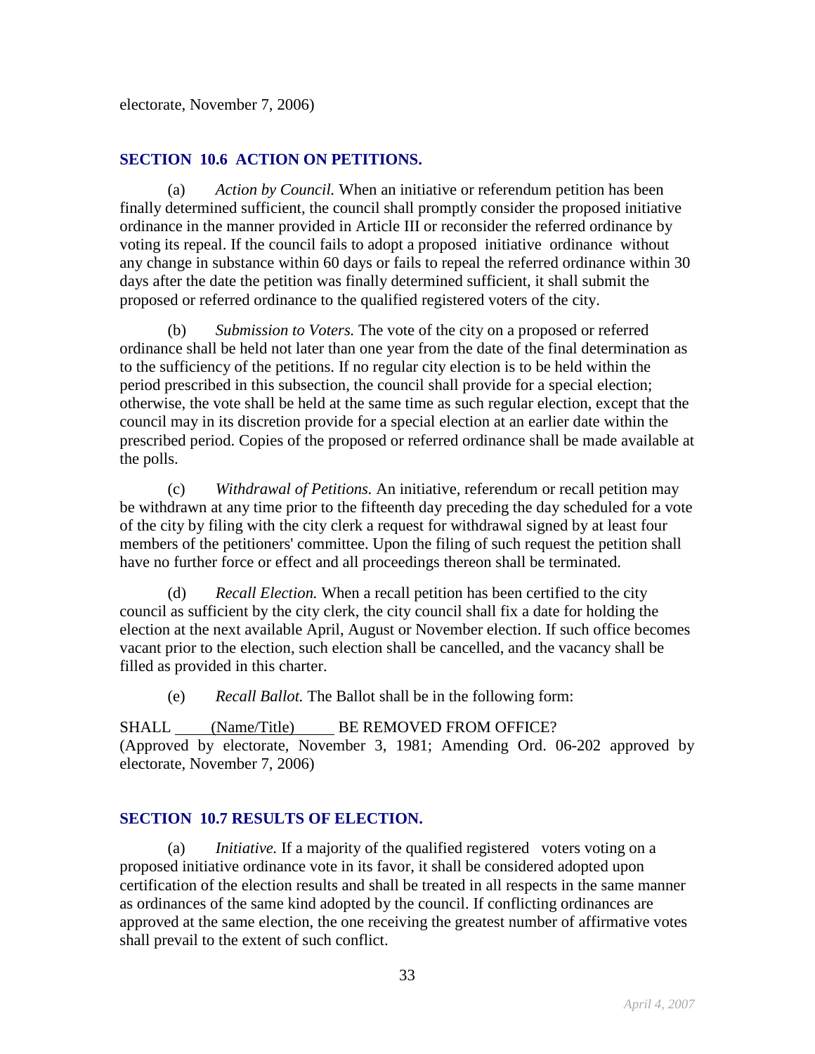electorate, November 7, 2006)

### SECTION 10.6 ACTION ON PETITIONS.

(a) *Action by Council.* When an initiative or referendum petition has been finally determined sufficient, the council shall promptly consider the proposed initiative ordinance in the manner provided in Article III or reconsider the referred ordinance by voting its repeal. If the council fails to adopt a proposed initiative ordinance without any change in substance within 60 days or fails to repeal the referred ordinance within 30 days after the date the petition was finally determined sufficient, it shall submit the proposed or referred ordinance to the qualified registered voters of the city.

(b) *Submission to Voters.* The vote of the city on a proposed or referred ordinance shall be held not later than one year from the date of the final determination as to the sufficiency of the petitions. If no regular city election is to be held within the period prescribed in this subsection, the council shall provide for a special election; otherwise, the vote shall be held at the same time as such regular election, except that the council may in its discretion provide for a special election at an earlier date within the prescribed period. Copies of the proposed or referred ordinance shall be made available at the polls.

(c) *Withdrawal of Petitions.* An initiative, referendum or recall petition may be withdrawn at any time prior to the fifteenth day preceding the day scheduled for a vote of the city by filing with the city clerk a request for withdrawal signed by at least four members of the petitioners' committee. Upon the filing of such request the petition shall have no further force or effect and all proceedings thereon shall be terminated.

(d) *Recall Election.* When a recall petition has been certified to the city council as sufficient by the city clerk, the city council shall fix a date for holding the election at the next available April, August or November election. If such office becomes vacant prior to the election, such election shall be cancelled, and the vacancy shall be filled as provided in this charter.

(e) *Recall Ballot.* The Ballot shall be in the following form:

SHALL ____(Name/Title)____ BE REMOVED FROM OFFICE?
(Approved by electorate, November 3, 1981; Amending Ord. 06-202 approved by electorate, November 7, 2006)

### SECTION 10.7 RESULTS OF ELECTION.

(a) *Initiative.* If a majority of the qualified registered voters voting on a proposed initiative ordinance vote in its favor, it shall be considered adopted upon certification of the election results and shall be treated in all respects in the same manner as ordinances of the same kind adopted by the council. If conflicting ordinances are approved at the same election, the one receiving the greatest number of affirmative votes shall prevail to the extent of such conflict.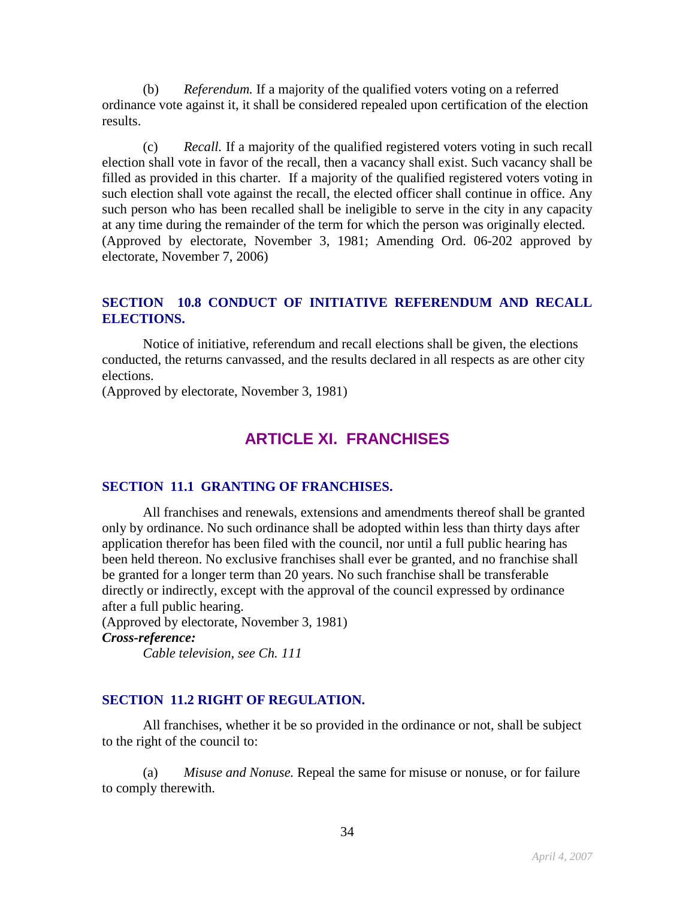(b) *Referendum.* If a majority of the qualified voters voting on a referred ordinance vote against it, it shall be considered repealed upon certification of the election results.

(c) *Recall.* If a majority of the qualified registered voters voting in such recall election shall vote in favor of the recall, then a vacancy shall exist. Such vacancy shall be filled as provided in this charter. If a majority of the qualified registered voters voting in such election shall vote against the recall, the elected officer shall continue in office. Any such person who has been recalled shall be ineligible to serve in the city in any capacity at any time during the remainder of the term for which the person was originally elected. (Approved by electorate, November 3, 1981; Amending Ord. 06-202 approved by electorate, November 7, 2006)

### SECTION 10.8 CONDUCT OF INITIATIVE REFERENDUM AND RECALL ELECTIONS.

Notice of initiative, referendum and recall elections shall be given, the elections conducted, the returns canvassed, and the results declared in all respects as are other city elections.
(Approved by electorate, November 3, 1981)

## ARTICLE XI. FRANCHISES

### SECTION 11.1 GRANTING OF FRANCHISES.

All franchises and renewals, extensions and amendments thereof shall be granted only by ordinance. No such ordinance shall be adopted within less than thirty days after application therefor has been filed with the council, nor until a full public hearing has been held thereon. No exclusive franchises shall ever be granted, and no franchise shall be granted for a longer term than 20 years. No such franchise shall be transferable directly or indirectly, except with the approval of the council expressed by ordinance after a full public hearing.
(Approved by electorate, November 3, 1981)

***Cross-reference:***

*Cable television, see Ch. 111*

### SECTION 11.2 RIGHT OF REGULATION.

All franchises, whether it be so provided in the ordinance or not, shall be subject to the right of the council to:

(a) *Misuse and Nonuse.* Repeal the same for misuse or nonuse, or for failure to comply therewith.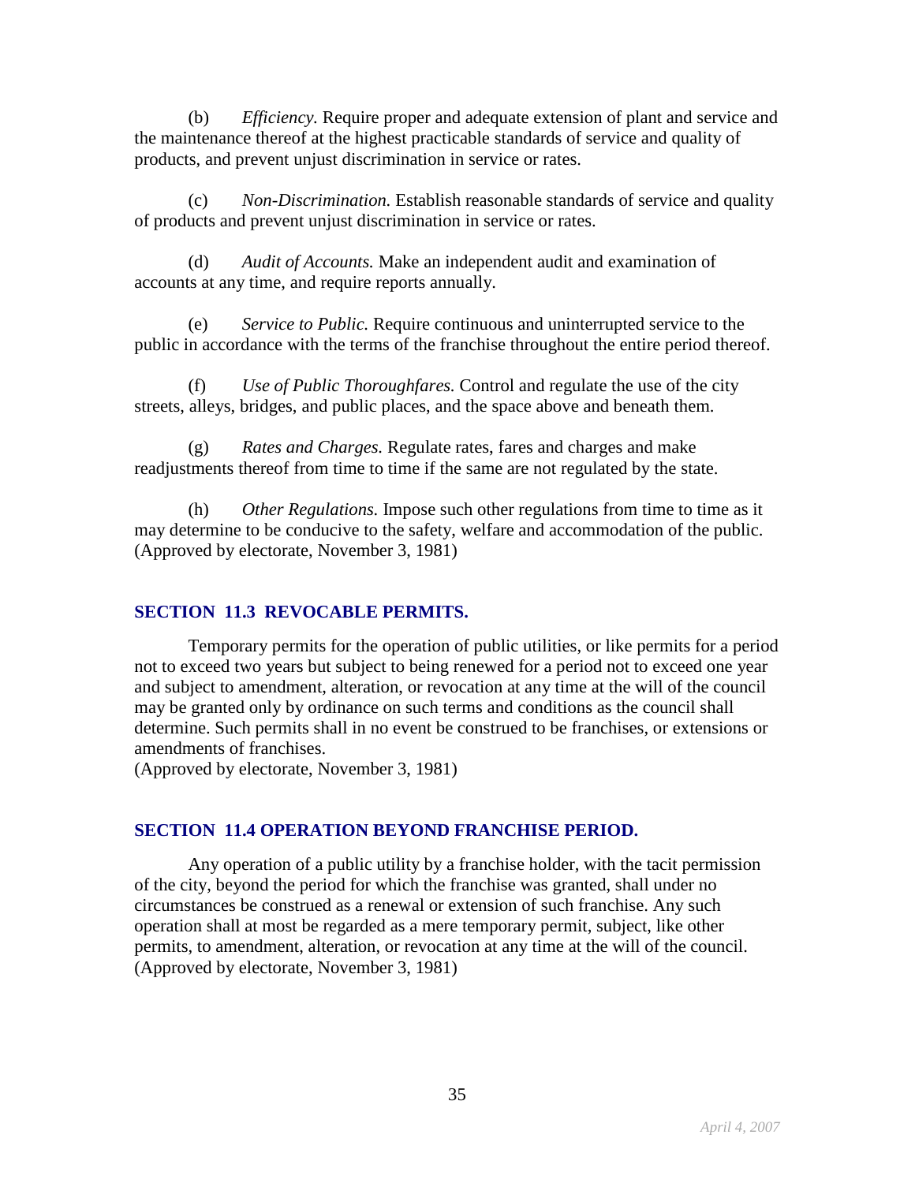(b) *Efficiency.* Require proper and adequate extension of plant and service and the maintenance thereof at the highest practicable standards of service and quality of products, and prevent unjust discrimination in service or rates.

(c) *Non-Discrimination.* Establish reasonable standards of service and quality of products and prevent unjust discrimination in service or rates.

(d) *Audit of Accounts.* Make an independent audit and examination of accounts at any time, and require reports annually.

(e) *Service to Public.* Require continuous and uninterrupted service to the public in accordance with the terms of the franchise throughout the entire period thereof.

(f) *Use of Public Thoroughfares.* Control and regulate the use of the city streets, alleys, bridges, and public places, and the space above and beneath them.

(g) *Rates and Charges.* Regulate rates, fares and charges and make readjustments thereof from time to time if the same are not regulated by the state.

(h) *Other Regulations.* Impose such other regulations from time to time as it may determine to be conducive to the safety, welfare and accommodation of the public.
(Approved by electorate, November 3, 1981)

## SECTION 11.3 REVOCABLE PERMITS.

Temporary permits for the operation of public utilities, or like permits for a period not to exceed two years but subject to being renewed for a period not to exceed one year and subject to amendment, alteration, or revocation at any time at the will of the council may be granted only by ordinance on such terms and conditions as the council shall determine. Such permits shall in no event be construed to be franchises, or extensions or amendments of franchises.
(Approved by electorate, November 3, 1981)

## SECTION 11.4 OPERATION BEYOND FRANCHISE PERIOD.

Any operation of a public utility by a franchise holder, with the tacit permission of the city, beyond the period for which the franchise was granted, shall under no circumstances be construed as a renewal or extension of such franchise. Any such operation shall at most be regarded as a mere temporary permit, subject, like other permits, to amendment, alteration, or revocation at any time at the will of the council.
(Approved by electorate, November 3, 1981)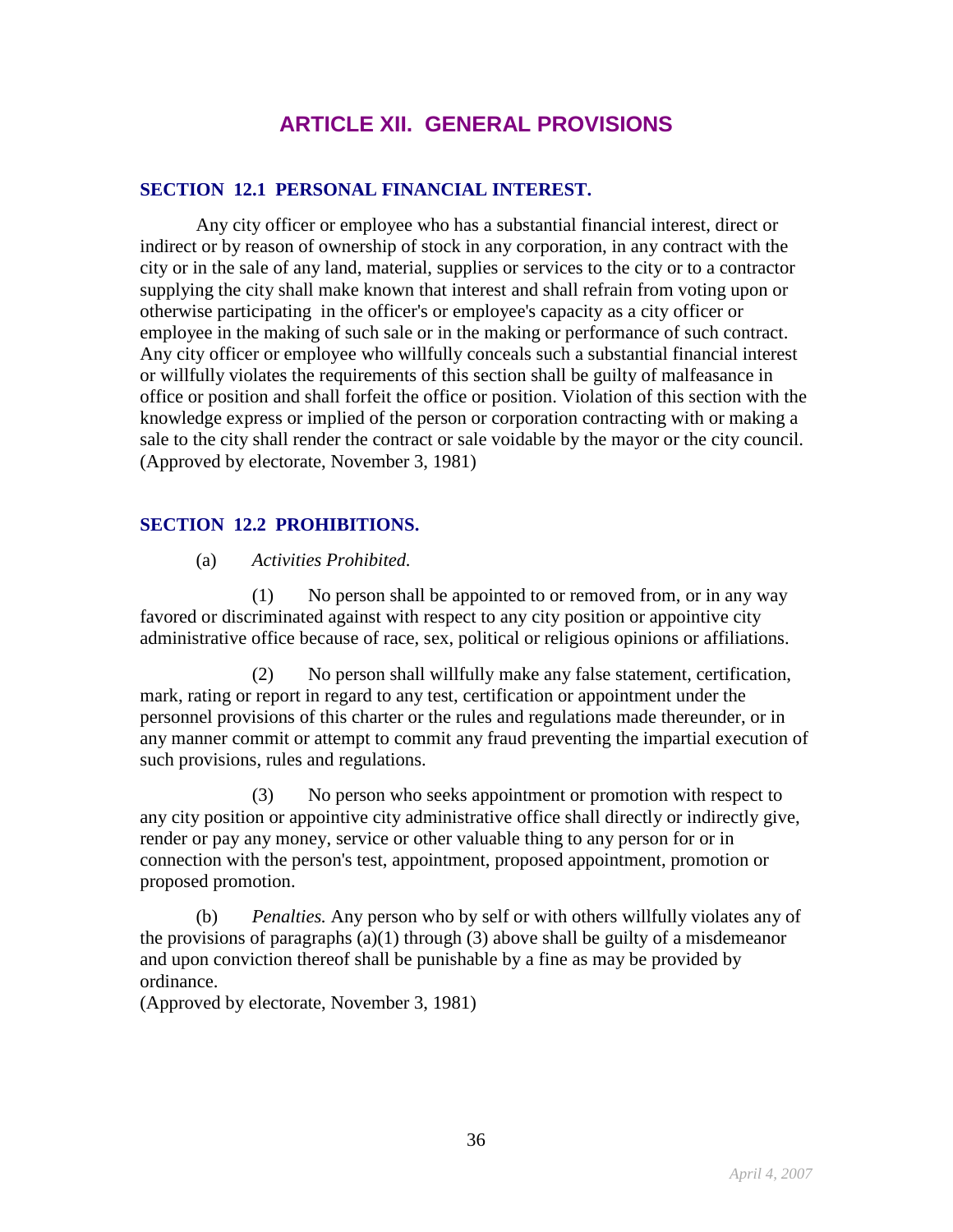# ARTICLE XII. GENERAL PROVISIONS

## SECTION 12.1 PERSONAL FINANCIAL INTEREST.

Any city officer or employee who has a substantial financial interest, direct or indirect or by reason of ownership of stock in any corporation, in any contract with the city or in the sale of any land, material, supplies or services to the city or to a contractor supplying the city shall make known that interest and shall refrain from voting upon or otherwise participating in the officer's or employee's capacity as a city officer or employee in the making of such sale or in the making or performance of such contract. Any city officer or employee who willfully conceals such a substantial financial interest or willfully violates the requirements of this section shall be guilty of malfeasance in office or position and shall forfeit the office or position. Violation of this section with the knowledge express or implied of the person or corporation contracting with or making a sale to the city shall render the contract or sale voidable by the mayor or the city council. (Approved by electorate, November 3, 1981)

## SECTION 12.2 PROHIBITIONS.

(a) *Activities Prohibited.*

(1) No person shall be appointed to or removed from, or in any way favored or discriminated against with respect to any city position or appointive city administrative office because of race, sex, political or religious opinions or affiliations.

(2) No person shall willfully make any false statement, certification, mark, rating or report in regard to any test, certification or appointment under the personnel provisions of this charter or the rules and regulations made thereunder, or in any manner commit or attempt to commit any fraud preventing the impartial execution of such provisions, rules and regulations.

(3) No person who seeks appointment or promotion with respect to any city position or appointive city administrative office shall directly or indirectly give, render or pay any money, service or other valuable thing to any person for or in connection with the person's test, appointment, proposed appointment, promotion or proposed promotion.

(b) *Penalties.* Any person who by self or with others willfully violates any of the provisions of paragraphs (a)(1) through (3) above shall be guilty of a misdemeanor and upon conviction thereof shall be punishable by a fine as may be provided by ordinance.
(Approved by electorate, November 3, 1981)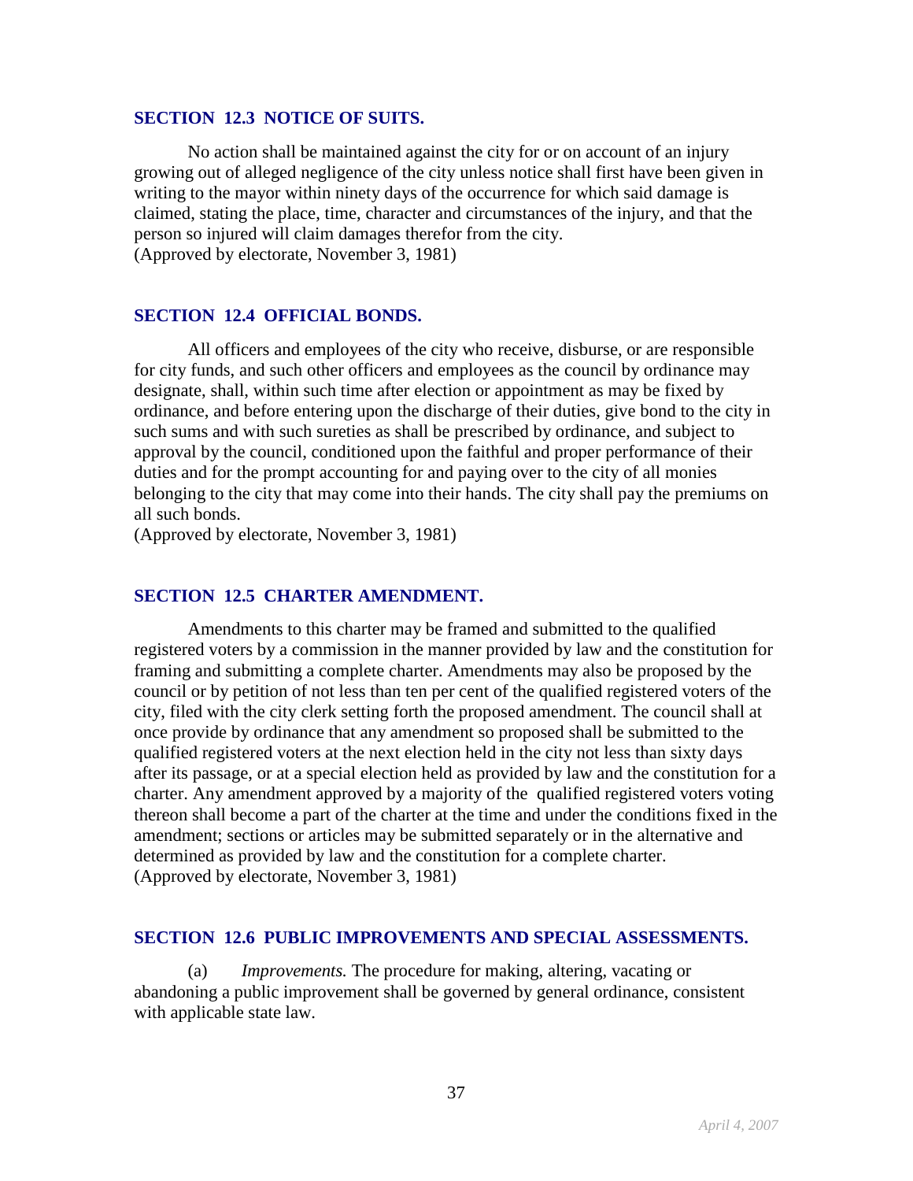### SECTION 12.3 NOTICE OF SUITS.

No action shall be maintained against the city for or on account of an injury growing out of alleged negligence of the city unless notice shall first have been given in writing to the mayor within ninety days of the occurrence for which said damage is claimed, stating the place, time, character and circumstances of the injury, and that the person so injured will claim damages therefor from the city.
(Approved by electorate, November 3, 1981)

### SECTION 12.4 OFFICIAL BONDS.

All officers and employees of the city who receive, disburse, or are responsible for city funds, and such other officers and employees as the council by ordinance may designate, shall, within such time after election or appointment as may be fixed by ordinance, and before entering upon the discharge of their duties, give bond to the city in such sums and with such sureties as shall be prescribed by ordinance, and subject to approval by the council, conditioned upon the faithful and proper performance of their duties and for the prompt accounting for and paying over to the city of all monies belonging to the city that may come into their hands. The city shall pay the premiums on all such bonds.
(Approved by electorate, November 3, 1981)

### SECTION 12.5 CHARTER AMENDMENT.

Amendments to this charter may be framed and submitted to the qualified registered voters by a commission in the manner provided by law and the constitution for framing and submitting a complete charter. Amendments may also be proposed by the council or by petition of not less than ten per cent of the qualified registered voters of the city, filed with the city clerk setting forth the proposed amendment. The council shall at once provide by ordinance that any amendment so proposed shall be submitted to the qualified registered voters at the next election held in the city not less than sixty days after its passage, or at a special election held as provided by law and the constitution for a charter. Any amendment approved by a majority of the qualified registered voters voting thereon shall become a part of the charter at the time and under the conditions fixed in the amendment; sections or articles may be submitted separately or in the alternative and determined as provided by law and the constitution for a complete charter.
(Approved by electorate, November 3, 1981)

### SECTION 12.6 PUBLIC IMPROVEMENTS AND SPECIAL ASSESSMENTS.

(a) *Improvements.* The procedure for making, altering, vacating or abandoning a public improvement shall be governed by general ordinance, consistent with applicable state law.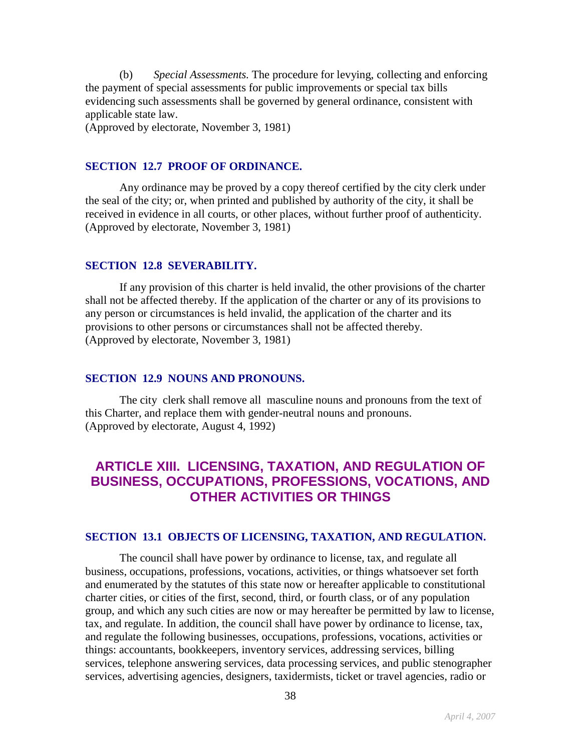(b) *Special Assessments.* The procedure for levying, collecting and enforcing the payment of special assessments for public improvements or special tax bills evidencing such assessments shall be governed by general ordinance, consistent with applicable state law.
(Approved by electorate, November 3, 1981)

### SECTION 12.7 PROOF OF ORDINANCE.

Any ordinance may be proved by a copy thereof certified by the city clerk under the seal of the city; or, when printed and published by authority of the city, it shall be received in evidence in all courts, or other places, without further proof of authenticity.
(Approved by electorate, November 3, 1981)

### SECTION 12.8 SEVERABILITY.

If any provision of this charter is held invalid, the other provisions of the charter shall not be affected thereby. If the application of the charter or any of its provisions to any person or circumstances is held invalid, the application of the charter and its provisions to other persons or circumstances shall not be affected thereby.
(Approved by electorate, November 3, 1981)

### SECTION 12.9 NOUNS AND PRONOUNS.

The city clerk shall remove all masculine nouns and pronouns from the text of this Charter, and replace them with gender-neutral nouns and pronouns.
(Approved by electorate, August 4, 1992)

## ARTICLE XIII. LICENSING, TAXATION, AND REGULATION OF BUSINESS, OCCUPATIONS, PROFESSIONS, VOCATIONS, AND OTHER ACTIVITIES OR THINGS

### SECTION 13.1 OBJECTS OF LICENSING, TAXATION, AND REGULATION.

The council shall have power by ordinance to license, tax, and regulate all business, occupations, professions, vocations, activities, or things whatsoever set forth and enumerated by the statutes of this state now or hereafter applicable to constitutional charter cities, or cities of the first, second, third, or fourth class, or of any population group, and which any such cities are now or may hereafter be permitted by law to license, tax, and regulate. In addition, the council shall have power by ordinance to license, tax, and regulate the following businesses, occupations, professions, vocations, activities or things: accountants, bookkeepers, inventory services, addressing services, billing services, telephone answering services, data processing services, and public stenographer services, advertising agencies, designers, taxidermists, ticket or travel agencies, radio or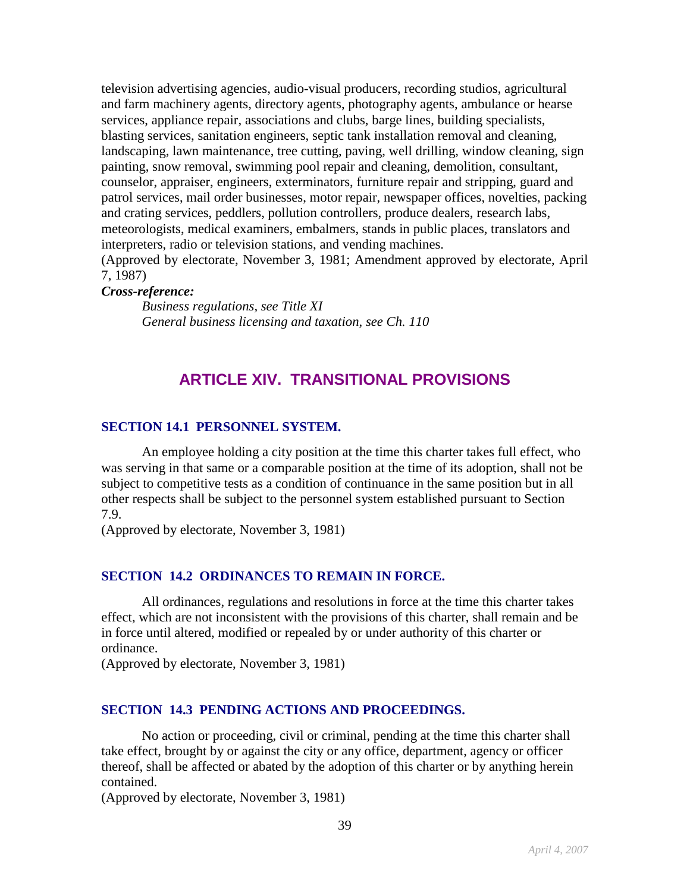television advertising agencies, audio-visual producers, recording studios, agricultural and farm machinery agents, directory agents, photography agents, ambulance or hearse services, appliance repair, associations and clubs, barge lines, building specialists, blasting services, sanitation engineers, septic tank installation removal and cleaning, landscaping, lawn maintenance, tree cutting, paving, well drilling, window cleaning, sign painting, snow removal, swimming pool repair and cleaning, demolition, consultant, counselor, appraiser, engineers, exterminators, furniture repair and stripping, guard and patrol services, mail order businesses, motor repair, newspaper offices, novelties, packing and crating services, peddlers, pollution controllers, produce dealers, research labs, meteorologists, medical examiners, embalmers, stands in public places, translators and interpreters, radio or television stations, and vending machines.
(Approved by electorate, November 3, 1981; Amendment approved by electorate, April 7, 1987)

***Cross-reference:***

*Business regulations, see Title XI*
*General business licensing and taxation, see Ch. 110*

## ARTICLE XIV. TRANSITIONAL PROVISIONS

### SECTION 14.1 PERSONNEL SYSTEM.

An employee holding a city position at the time this charter takes full effect, who was serving in that same or a comparable position at the time of its adoption, shall not be subject to competitive tests as a condition of continuance in the same position but in all other respects shall be subject to the personnel system established pursuant to Section 7.9.
(Approved by electorate, November 3, 1981)

### SECTION 14.2 ORDINANCES TO REMAIN IN FORCE.

All ordinances, regulations and resolutions in force at the time this charter takes effect, which are not inconsistent with the provisions of this charter, shall remain and be in force until altered, modified or repealed by or under authority of this charter or ordinance.
(Approved by electorate, November 3, 1981)

### SECTION 14.3 PENDING ACTIONS AND PROCEEDINGS.

No action or proceeding, civil or criminal, pending at the time this charter shall take effect, brought by or against the city or any office, department, agency or officer thereof, shall be affected or abated by the adoption of this charter or by anything herein contained.
(Approved by electorate, November 3, 1981)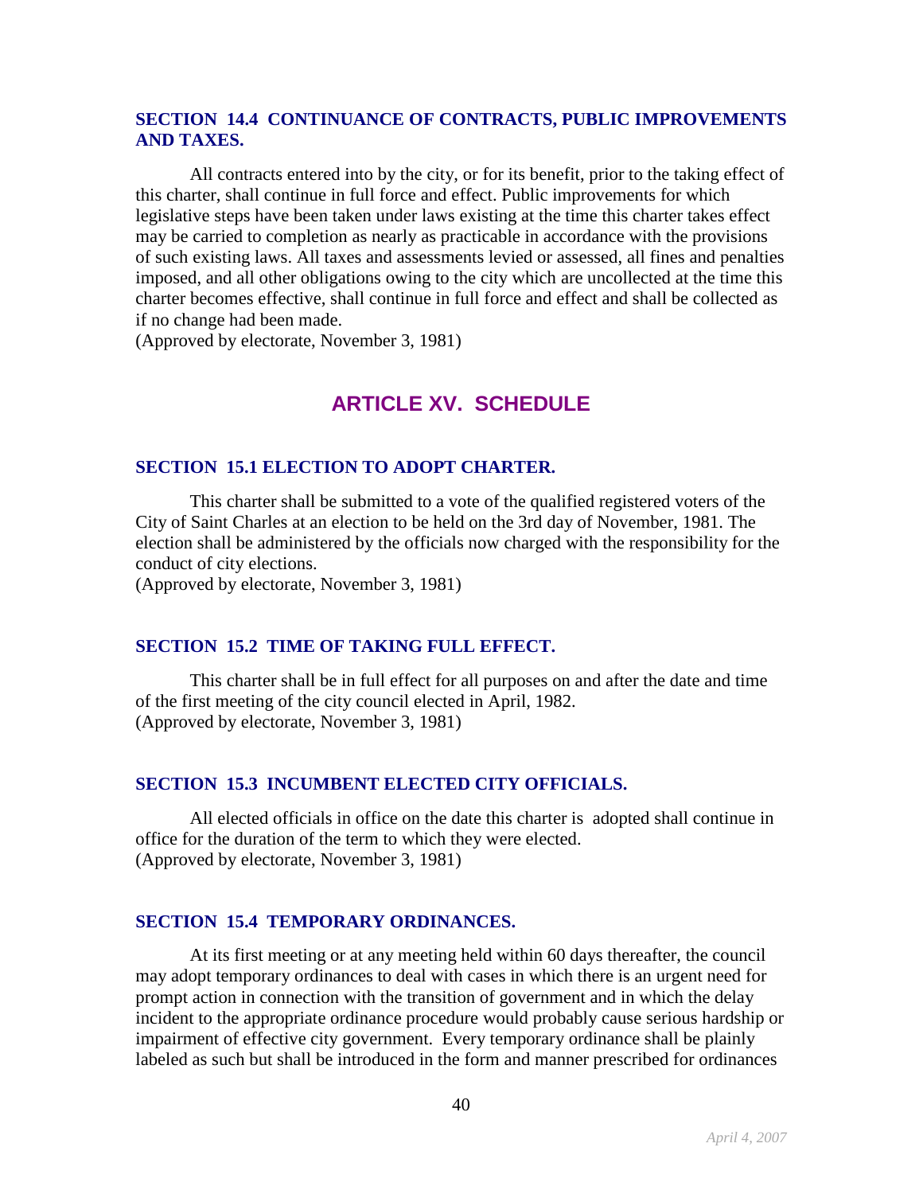### SECTION 14.4 CONTINUANCE OF CONTRACTS, PUBLIC IMPROVEMENTS AND TAXES.

All contracts entered into by the city, or for its benefit, prior to the taking effect of this charter, shall continue in full force and effect. Public improvements for which legislative steps have been taken under laws existing at the time this charter takes effect may be carried to completion as nearly as practicable in accordance with the provisions of such existing laws. All taxes and assessments levied or assessed, all fines and penalties imposed, and all other obligations owing to the city which are uncollected at the time this charter becomes effective, shall continue in full force and effect and shall be collected as if no change had been made.
(Approved by electorate, November 3, 1981)

## ARTICLE XV. SCHEDULE

### SECTION 15.1 ELECTION TO ADOPT CHARTER.

This charter shall be submitted to a vote of the qualified registered voters of the City of Saint Charles at an election to be held on the 3rd day of November, 1981. The election shall be administered by the officials now charged with the responsibility for the conduct of city elections.
(Approved by electorate, November 3, 1981)

### SECTION 15.2 TIME OF TAKING FULL EFFECT.

This charter shall be in full effect for all purposes on and after the date and time of the first meeting of the city council elected in April, 1982.
(Approved by electorate, November 3, 1981)

### SECTION 15.3 INCUMBENT ELECTED CITY OFFICIALS.

All elected officials in office on the date this charter is adopted shall continue in office for the duration of the term to which they were elected.
(Approved by electorate, November 3, 1981)

### SECTION 15.4 TEMPORARY ORDINANCES.

At its first meeting or at any meeting held within 60 days thereafter, the council may adopt temporary ordinances to deal with cases in which there is an urgent need for prompt action in connection with the transition of government and in which the delay incident to the appropriate ordinance procedure would probably cause serious hardship or impairment of effective city government. Every temporary ordinance shall be plainly labeled as such but shall be introduced in the form and manner prescribed for ordinances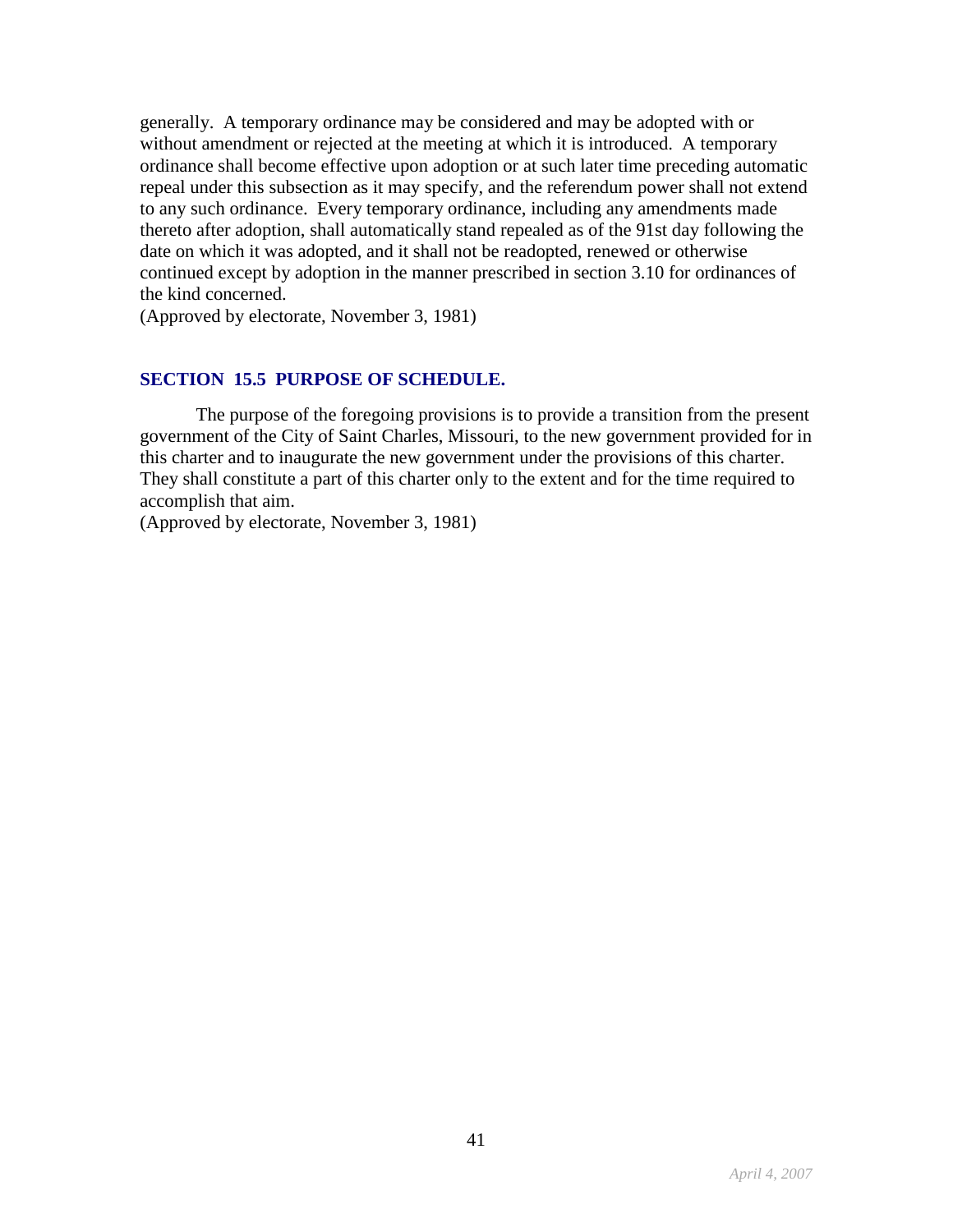generally. A temporary ordinance may be considered and may be adopted with or without amendment or rejected at the meeting at which it is introduced. A temporary ordinance shall become effective upon adoption or at such later time preceding automatic repeal under this subsection as it may specify, and the referendum power shall not extend to any such ordinance. Every temporary ordinance, including any amendments made thereto after adoption, shall automatically stand repealed as of the 91st day following the date on which it was adopted, and it shall not be readopted, renewed or otherwise continued except by adoption in the manner prescribed in section 3.10 for ordinances of the kind concerned.
(Approved by electorate, November 3, 1981)

## SECTION 15.5 PURPOSE OF SCHEDULE.

The purpose of the foregoing provisions is to provide a transition from the present government of the City of Saint Charles, Missouri, to the new government provided for in this charter and to inaugurate the new government under the provisions of this charter. They shall constitute a part of this charter only to the extent and for the time required to accomplish that aim.
(Approved by electorate, November 3, 1981)